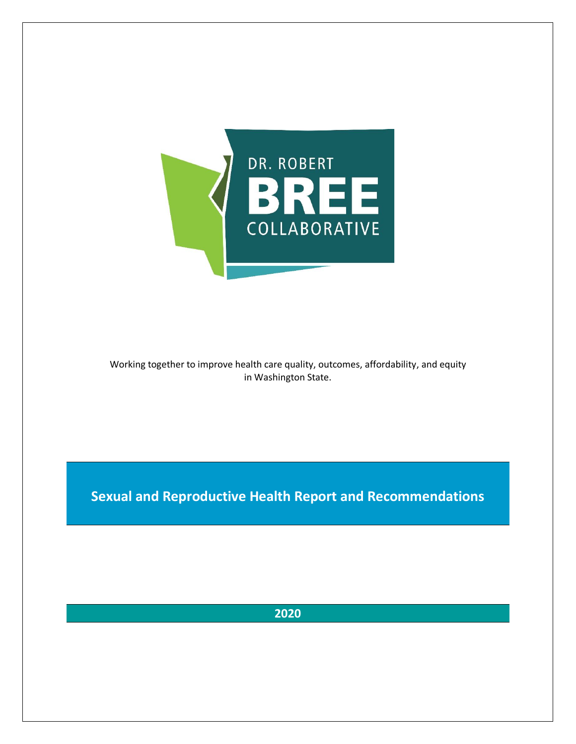DR. ROBERT

BREE

COLLABORATIVE

Working together to improve health care quality, outcomes, affordability, and equity in Washington State.

# Sexual and Reproductive Health Report and Recommendations

**2020**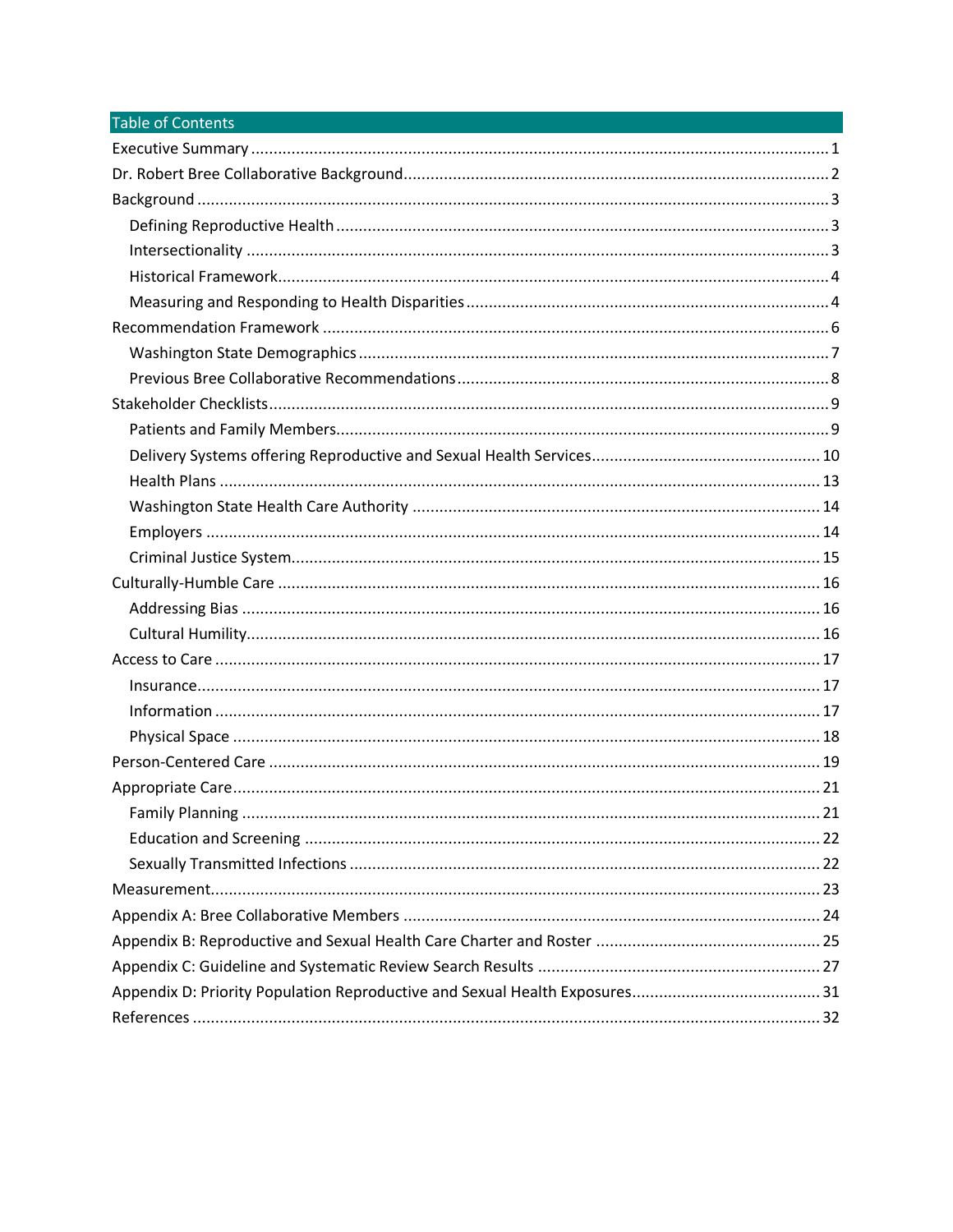## Table of Contents

- Executive Summary ... 1
- Dr. Robert Bree Collaborative Background ... 2
- Background ... 3
  - Defining Reproductive Health ... 3
  - Intersectionality ... 3
  - Historical Framework ... 4
  - Measuring and Responding to Health Disparities ... 4
- Recommendation Framework ... 6
  - Washington State Demographics ... 7
  - Previous Bree Collaborative Recommendations ... 8
- Stakeholder Checklists ... 9
  - Patients and Family Members ... 9
  - Delivery Systems offering Reproductive and Sexual Health Services ... 10
  - Health Plans ... 13
  - Washington State Health Care Authority ... 14
  - Employers ... 14
  - Criminal Justice System ... 15
- Culturally-Humble Care ... 16
  - Addressing Bias ... 16
  - Cultural Humility ... 16
- Access to Care ... 17
  - Insurance ... 17
  - Information ... 17
  - Physical Space ... 18
- Person-Centered Care ... 19
- Appropriate Care ... 21
  - Family Planning ... 21
  - Education and Screening ... 22
  - Sexually Transmitted Infections ... 22
- Measurement ... 23
- Appendix A: Bree Collaborative Members ... 24
- Appendix B: Reproductive and Sexual Health Care Charter and Roster ... 25
- Appendix C: Guideline and Systematic Review Search Results ... 27
- Appendix D: Priority Population Reproductive and Sexual Health Exposures ... 31
- References ... 32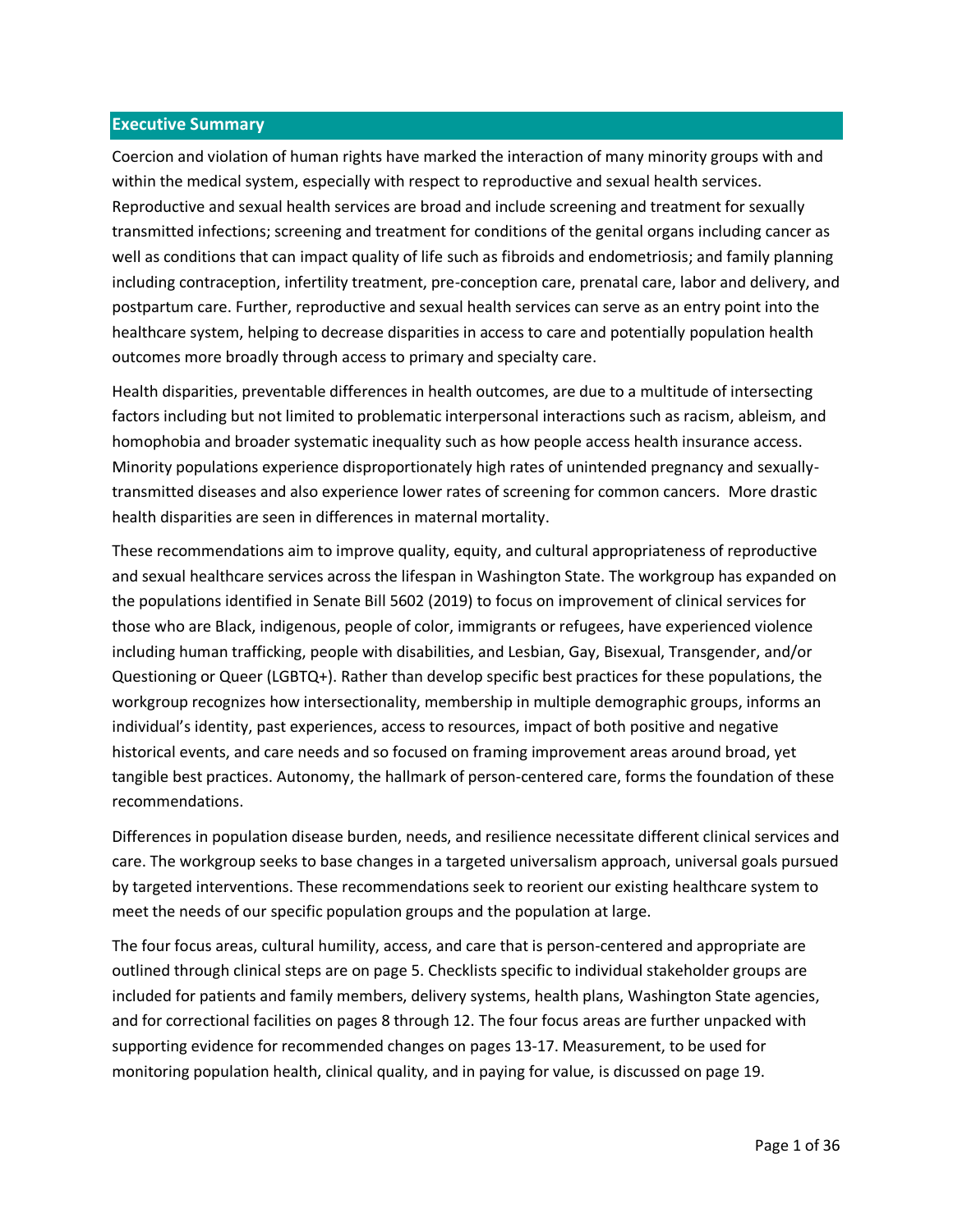## Executive Summary

Coercion and violation of human rights have marked the interaction of many minority groups with and within the medical system, especially with respect to reproductive and sexual health services. Reproductive and sexual health services are broad and include screening and treatment for sexually transmitted infections; screening and treatment for conditions of the genital organs including cancer as well as conditions that can impact quality of life such as fibroids and endometriosis; and family planning including contraception, infertility treatment, pre-conception care, prenatal care, labor and delivery, and postpartum care. Further, reproductive and sexual health services can serve as an entry point into the healthcare system, helping to decrease disparities in access to care and potentially population health outcomes more broadly through access to primary and specialty care.

Health disparities, preventable differences in health outcomes, are due to a multitude of intersecting factors including but not limited to problematic interpersonal interactions such as racism, ableism, and homophobia and broader systematic inequality such as how people access health insurance access. Minority populations experience disproportionately high rates of unintended pregnancy and sexually-transmitted diseases and also experience lower rates of screening for common cancers. More drastic health disparities are seen in differences in maternal mortality.

These recommendations aim to improve quality, equity, and cultural appropriateness of reproductive and sexual healthcare services across the lifespan in Washington State. The workgroup has expanded on the populations identified in Senate Bill 5602 (2019) to focus on improvement of clinical services for those who are Black, indigenous, people of color, immigrants or refugees, have experienced violence including human trafficking, people with disabilities, and Lesbian, Gay, Bisexual, Transgender, and/or Questioning or Queer (LGBTQ+). Rather than develop specific best practices for these populations, the workgroup recognizes how intersectionality, membership in multiple demographic groups, informs an individual's identity, past experiences, access to resources, impact of both positive and negative historical events, and care needs and so focused on framing improvement areas around broad, yet tangible best practices. Autonomy, the hallmark of person-centered care, forms the foundation of these recommendations.

Differences in population disease burden, needs, and resilience necessitate different clinical services and care. The workgroup seeks to base changes in a targeted universalism approach, universal goals pursued by targeted interventions. These recommendations seek to reorient our existing healthcare system to meet the needs of our specific population groups and the population at large.

The four focus areas, cultural humility, access, and care that is person-centered and appropriate are outlined through clinical steps are on page 5. Checklists specific to individual stakeholder groups are included for patients and family members, delivery systems, health plans, Washington State agencies, and for correctional facilities on pages 8 through 12. The four focus areas are further unpacked with supporting evidence for recommended changes on pages 13-17. Measurement, to be used for monitoring population health, clinical quality, and in paying for value, is discussed on page 19.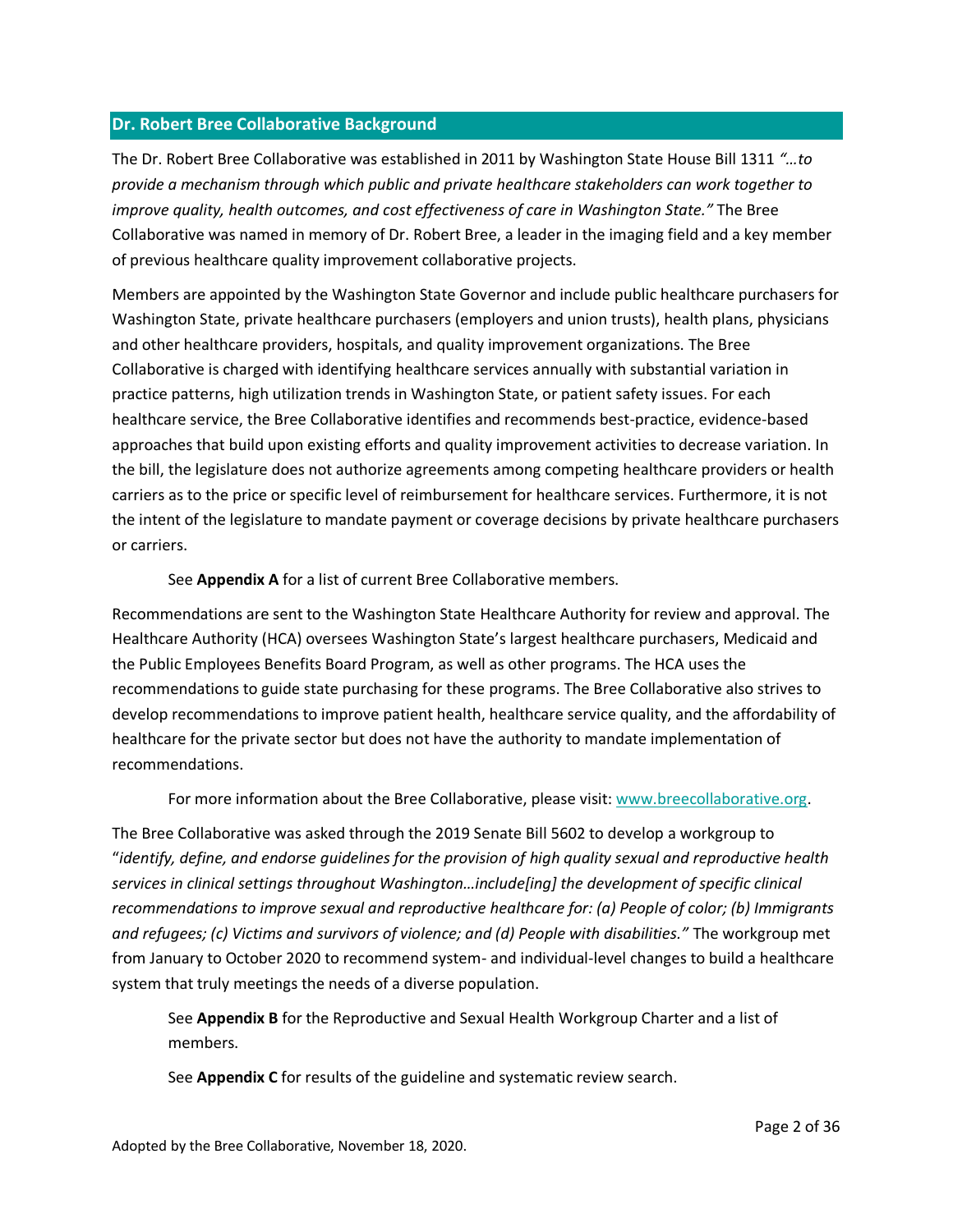## Dr. Robert Bree Collaborative Background

The Dr. Robert Bree Collaborative was established in 2011 by Washington State House Bill 1311 *"…to provide a mechanism through which public and private healthcare stakeholders can work together to improve quality, health outcomes, and cost effectiveness of care in Washington State."* The Bree Collaborative was named in memory of Dr. Robert Bree, a leader in the imaging field and a key member of previous healthcare quality improvement collaborative projects.

Members are appointed by the Washington State Governor and include public healthcare purchasers for Washington State, private healthcare purchasers (employers and union trusts), health plans, physicians and other healthcare providers, hospitals, and quality improvement organizations. The Bree Collaborative is charged with identifying healthcare services annually with substantial variation in practice patterns, high utilization trends in Washington State, or patient safety issues. For each healthcare service, the Bree Collaborative identifies and recommends best-practice, evidence-based approaches that build upon existing efforts and quality improvement activities to decrease variation. In the bill, the legislature does not authorize agreements among competing healthcare providers or health carriers as to the price or specific level of reimbursement for healthcare services. Furthermore, it is not the intent of the legislature to mandate payment or coverage decisions by private healthcare purchasers or carriers.

See **Appendix A** for a list of current Bree Collaborative members.

Recommendations are sent to the Washington State Healthcare Authority for review and approval. The Healthcare Authority (HCA) oversees Washington State's largest healthcare purchasers, Medicaid and the Public Employees Benefits Board Program, as well as other programs. The HCA uses the recommendations to guide state purchasing for these programs. The Bree Collaborative also strives to develop recommendations to improve patient health, healthcare service quality, and the affordability of healthcare for the private sector but does not have the authority to mandate implementation of recommendations.

For more information about the Bree Collaborative, please visit: [www.breecollaborative.org](www.breecollaborative.org).

The Bree Collaborative was asked through the 2019 Senate Bill 5602 to develop a workgroup to "*identify, define, and endorse guidelines for the provision of high quality sexual and reproductive health services in clinical settings throughout Washington…include[ing] the development of specific clinical recommendations to improve sexual and reproductive healthcare for: (a) People of color; (b) Immigrants and refugees; (c) Victims and survivors of violence; and (d) People with disabilities."* The workgroup met from January to October 2020 to recommend system- and individual-level changes to build a healthcare system that truly meetings the needs of a diverse population.

See **Appendix B** for the Reproductive and Sexual Health Workgroup Charter and a list of members.

See **Appendix C** for results of the guideline and systematic review search.

Adopted by the Bree Collaborative, November 18, 2020.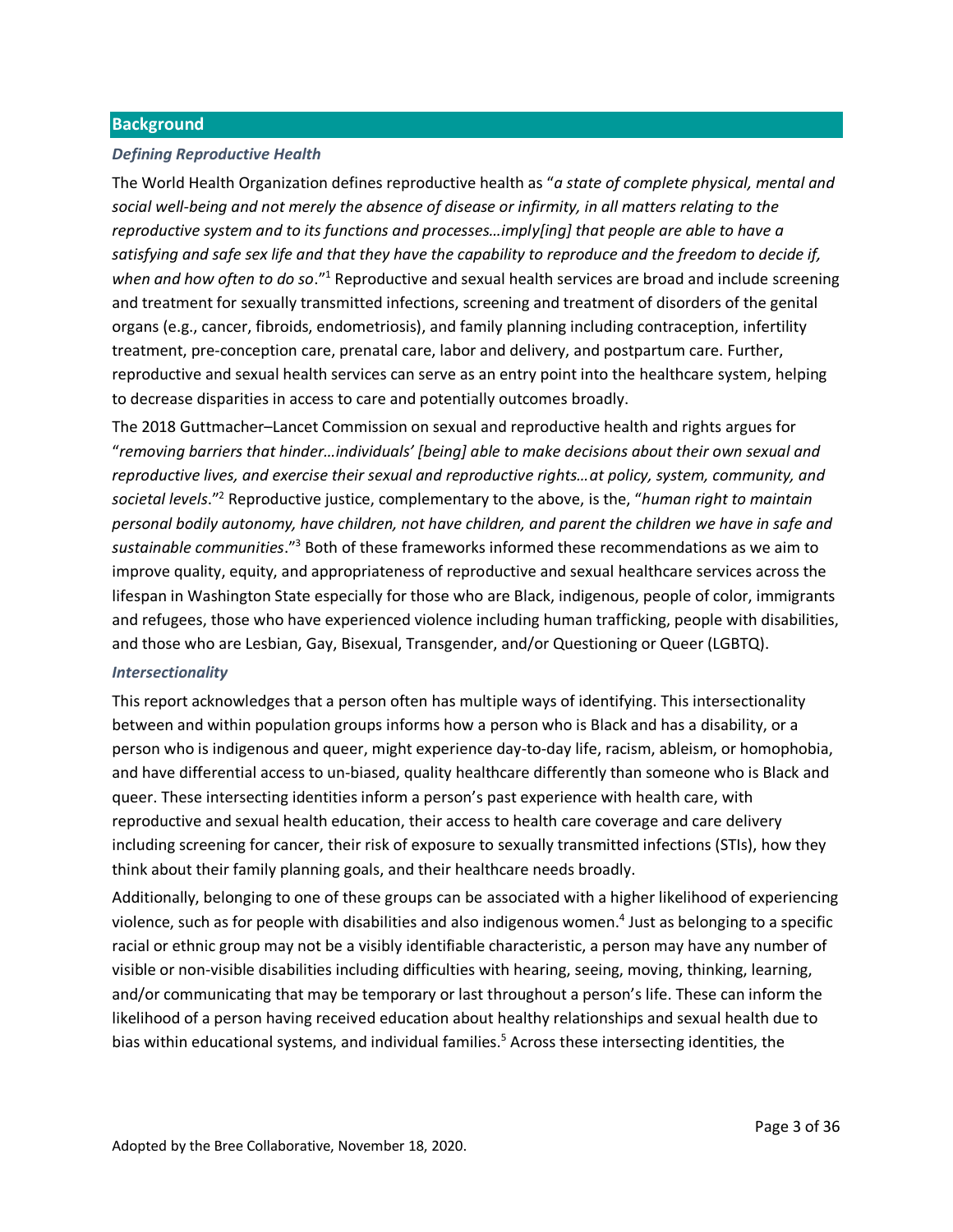## Background

### *Defining Reproductive Health*

The World Health Organization defines reproductive health as "*a state of complete physical, mental and social well-being and not merely the absence of disease or infirmity, in all matters relating to the reproductive system and to its functions and processes…imply[ing] that people are able to have a satisfying and safe sex life and that they have the capability to reproduce and the freedom to decide if, when and how often to do so*."[1] Reproductive and sexual health services are broad and include screening and treatment for sexually transmitted infections, screening and treatment of disorders of the genital organs (e.g., cancer, fibroids, endometriosis), and family planning including contraception, infertility treatment, pre-conception care, prenatal care, labor and delivery, and postpartum care. Further, reproductive and sexual health services can serve as an entry point into the healthcare system, helping to decrease disparities in access to care and potentially outcomes broadly.

The 2018 Guttmacher–Lancet Commission on sexual and reproductive health and rights argues for "*removing barriers that hinder…individuals' [being] able to make decisions about their own sexual and reproductive lives, and exercise their sexual and reproductive rights…at policy, system, community, and societal levels*."[2] Reproductive justice, complementary to the above, is the, "*human right to maintain personal bodily autonomy, have children, not have children, and parent the children we have in safe and sustainable communities*."[3] Both of these frameworks informed these recommendations as we aim to improve quality, equity, and appropriateness of reproductive and sexual healthcare services across the lifespan in Washington State especially for those who are Black, indigenous, people of color, immigrants and refugees, those who have experienced violence including human trafficking, people with disabilities, and those who are Lesbian, Gay, Bisexual, Transgender, and/or Questioning or Queer (LGBTQ).

### *Intersectionality*

This report acknowledges that a person often has multiple ways of identifying. This intersectionality between and within population groups informs how a person who is Black and has a disability, or a person who is indigenous and queer, might experience day-to-day life, racism, ableism, or homophobia, and have differential access to un-biased, quality healthcare differently than someone who is Black and queer. These intersecting identities inform a person's past experience with health care, with reproductive and sexual health education, their access to health care coverage and care delivery including screening for cancer, their risk of exposure to sexually transmitted infections (STIs), how they think about their family planning goals, and their healthcare needs broadly.

Additionally, belonging to one of these groups can be associated with a higher likelihood of experiencing violence, such as for people with disabilities and also indigenous women.[4] Just as belonging to a specific racial or ethnic group may not be a visibly identifiable characteristic, a person may have any number of visible or non-visible disabilities including difficulties with hearing, seeing, moving, thinking, learning, and/or communicating that may be temporary or last throughout a person's life. These can inform the likelihood of a person having received education about healthy relationships and sexual health due to bias within educational systems, and individual families.[5] Across these intersecting identities, the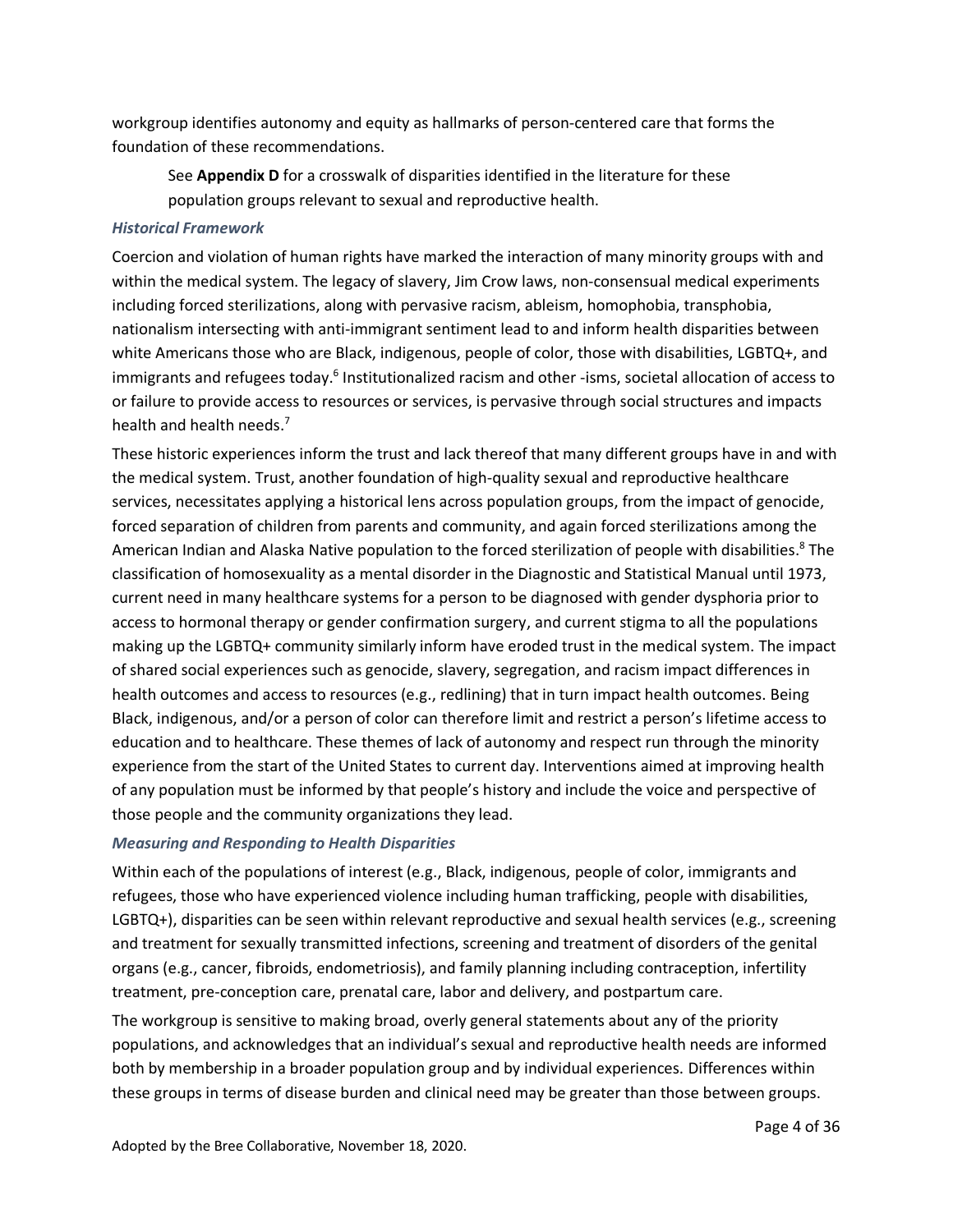workgroup identifies autonomy and equity as hallmarks of person-centered care that forms the foundation of these recommendations.

> See **Appendix D** for a crosswalk of disparities identified in the literature for these population groups relevant to sexual and reproductive health.

### *Historical Framework*

Coercion and violation of human rights have marked the interaction of many minority groups with and within the medical system. The legacy of slavery, Jim Crow laws, non-consensual medical experiments including forced sterilizations, along with pervasive racism, ableism, homophobia, transphobia, nationalism intersecting with anti-immigrant sentiment lead to and inform health disparities between white Americans those who are Black, indigenous, people of color, those with disabilities, LGBTQ+, and immigrants and refugees today.[6] Institutionalized racism and other -isms, societal allocation of access to or failure to provide access to resources or services, is pervasive through social structures and impacts health and health needs.[7]

These historic experiences inform the trust and lack thereof that many different groups have in and with the medical system. Trust, another foundation of high-quality sexual and reproductive healthcare services, necessitates applying a historical lens across population groups, from the impact of genocide, forced separation of children from parents and community, and again forced sterilizations among the American Indian and Alaska Native population to the forced sterilization of people with disabilities.[8] The classification of homosexuality as a mental disorder in the Diagnostic and Statistical Manual until 1973, current need in many healthcare systems for a person to be diagnosed with gender dysphoria prior to access to hormonal therapy or gender confirmation surgery, and current stigma to all the populations making up the LGBTQ+ community similarly inform have eroded trust in the medical system. The impact of shared social experiences such as genocide, slavery, segregation, and racism impact differences in health outcomes and access to resources (e.g., redlining) that in turn impact health outcomes. Being Black, indigenous, and/or a person of color can therefore limit and restrict a person's lifetime access to education and to healthcare. These themes of lack of autonomy and respect run through the minority experience from the start of the United States to current day. Interventions aimed at improving health of any population must be informed by that people's history and include the voice and perspective of those people and the community organizations they lead.

### *Measuring and Responding to Health Disparities*

Within each of the populations of interest (e.g., Black, indigenous, people of color, immigrants and refugees, those who have experienced violence including human trafficking, people with disabilities, LGBTQ+), disparities can be seen within relevant reproductive and sexual health services (e.g., screening and treatment for sexually transmitted infections, screening and treatment of disorders of the genital organs (e.g., cancer, fibroids, endometriosis), and family planning including contraception, infertility treatment, pre-conception care, prenatal care, labor and delivery, and postpartum care.

The workgroup is sensitive to making broad, overly general statements about any of the priority populations, and acknowledges that an individual's sexual and reproductive health needs are informed both by membership in a broader population group and by individual experiences. Differences within these groups in terms of disease burden and clinical need may be greater than those between groups.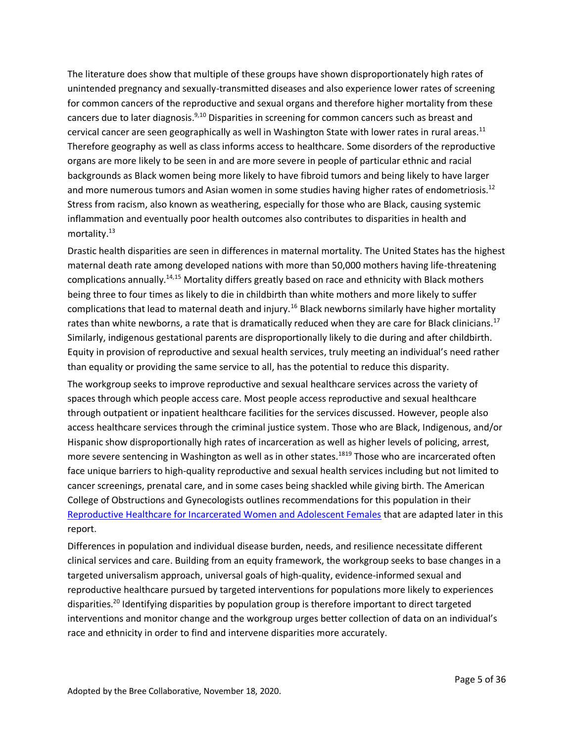The literature does show that multiple of these groups have shown disproportionately high rates of unintended pregnancy and sexually-transmitted diseases and also experience lower rates of screening for common cancers of the reproductive and sexual organs and therefore higher mortality from these cancers due to later diagnosis.[9,10] Disparities in screening for common cancers such as breast and cervical cancer are seen geographically as well in Washington State with lower rates in rural areas.[11] Therefore geography as well as class informs access to healthcare. Some disorders of the reproductive organs are more likely to be seen in and are more severe in people of particular ethnic and racial backgrounds as Black women being more likely to have fibroid tumors and being likely to have larger and more numerous tumors and Asian women in some studies having higher rates of endometriosis.[12] Stress from racism, also known as weathering, especially for those who are Black, causing systemic inflammation and eventually poor health outcomes also contributes to disparities in health and mortality.[13]

Drastic health disparities are seen in differences in maternal mortality. The United States has the highest maternal death rate among developed nations with more than 50,000 mothers having life-threatening complications annually.[14,15] Mortality differs greatly based on race and ethnicity with Black mothers being three to four times as likely to die in childbirth than white mothers and more likely to suffer complications that lead to maternal death and injury.[16] Black newborns similarly have higher mortality rates than white newborns, a rate that is dramatically reduced when they are care for Black clinicians.[17] Similarly, indigenous gestational parents are disproportionally likely to die during and after childbirth. Equity in provision of reproductive and sexual health services, truly meeting an individual's need rather than equality or providing the same service to all, has the potential to reduce this disparity.

The workgroup seeks to improve reproductive and sexual healthcare services across the variety of spaces through which people access care. Most people access reproductive and sexual healthcare through outpatient or inpatient healthcare facilities for the services discussed. However, people also access healthcare services through the criminal justice system. Those who are Black, Indigenous, and/or Hispanic show disproportionally high rates of incarceration as well as higher levels of policing, arrest, more severe sentencing in Washington as well as in other states.[1819] Those who are incarcerated often face unique barriers to high-quality reproductive and sexual health services including but not limited to cancer screenings, prenatal care, and in some cases being shackled while giving birth. The American College of Obstructions and Gynecologists outlines recommendations for this population in their [Reproductive Healthcare for Incarcerated Women and Adolescent Females] that are adapted later in this report.

Differences in population and individual disease burden, needs, and resilience necessitate different clinical services and care. Building from an equity framework, the workgroup seeks to base changes in a targeted universalism approach, universal goals of high-quality, evidence-informed sexual and reproductive healthcare pursued by targeted interventions for populations more likely to experiences disparities.[20] Identifying disparities by population group is therefore important to direct targeted interventions and monitor change and the workgroup urges better collection of data on an individual's race and ethnicity in order to find and intervene disparities more accurately.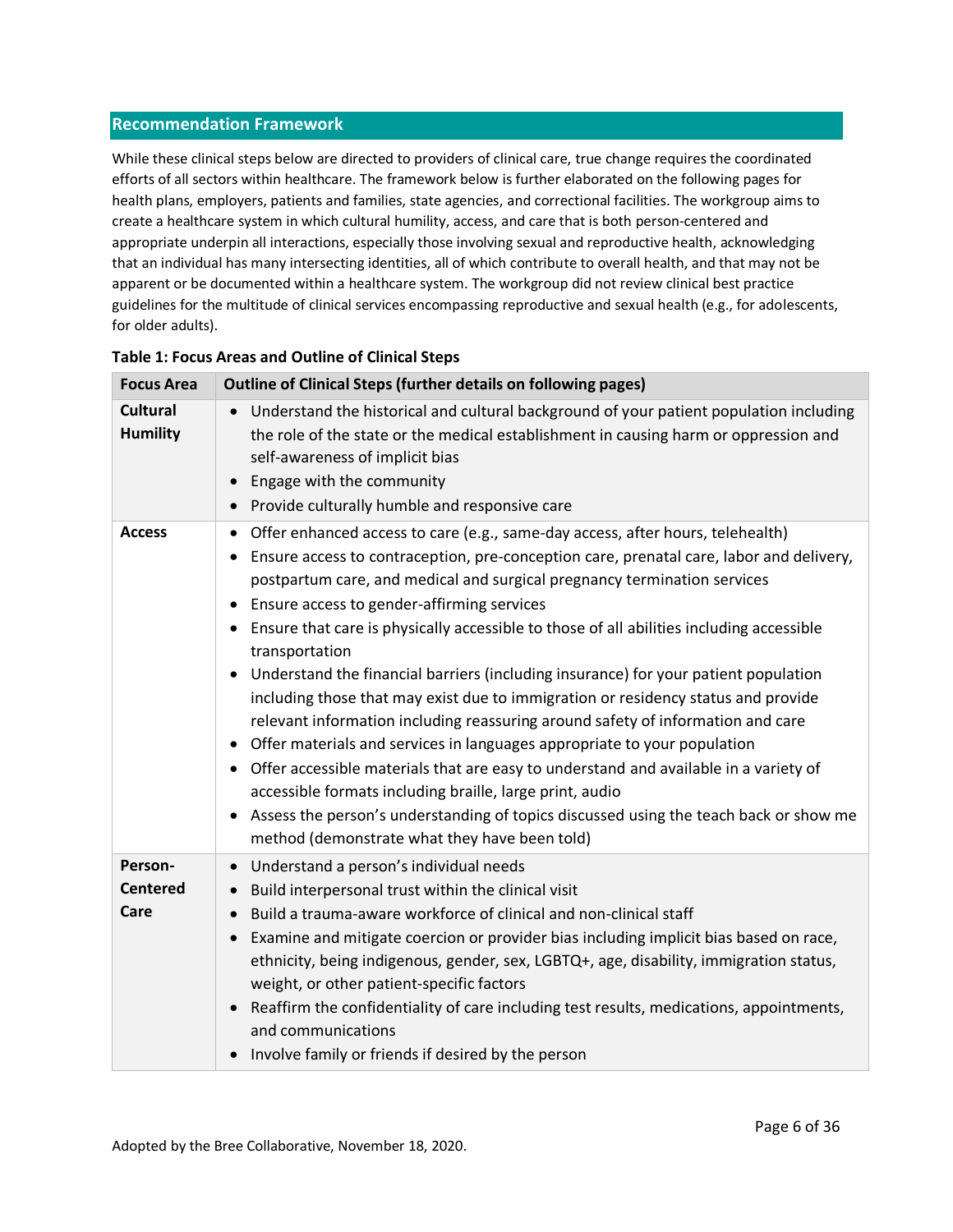## Recommendation Framework

While these clinical steps below are directed to providers of clinical care, true change requires the coordinated efforts of all sectors within healthcare. The framework below is further elaborated on the following pages for health plans, employers, patients and families, state agencies, and correctional facilities. The workgroup aims to create a healthcare system in which cultural humility, access, and care that is both person-centered and appropriate underpin all interactions, especially those involving sexual and reproductive health, acknowledging that an individual has many intersecting identities, all of which contribute to overall health, and that may not be apparent or be documented within a healthcare system. The workgroup did not review clinical best practice guidelines for the multitude of clinical services encompassing reproductive and sexual health (e.g., for adolescents, for older adults).

**Table 1: Focus Areas and Outline of Clinical Steps**

| Focus Area | Outline of Clinical Steps (further details on following pages) |
|---|---|
| **Cultural Humility** | • Understand the historical and cultural background of your patient population including the role of the state or the medical establishment in causing harm or oppression and self-awareness of implicit bias<br>• Engage with the community<br>• Provide culturally humble and responsive care |
| **Access** | • Offer enhanced access to care (e.g., same-day access, after hours, telehealth)<br>• Ensure access to contraception, pre-conception care, prenatal care, labor and delivery, postpartum care, and medical and surgical pregnancy termination services<br>• Ensure access to gender-affirming services<br>• Ensure that care is physically accessible to those of all abilities including accessible transportation<br>• Understand the financial barriers (including insurance) for your patient population including those that may exist due to immigration or residency status and provide relevant information including reassuring around safety of information and care<br>• Offer materials and services in languages appropriate to your population<br>• Offer accessible materials that are easy to understand and available in a variety of accessible formats including braille, large print, audio<br>• Assess the person's understanding of topics discussed using the teach back or show me method (demonstrate what they have been told) |
| **Person-Centered Care** | • Understand a person's individual needs<br>• Build interpersonal trust within the clinical visit<br>• Build a trauma-aware workforce of clinical and non-clinical staff<br>• Examine and mitigate coercion or provider bias including implicit bias based on race, ethnicity, being indigenous, gender, sex, LGBTQ+, age, disability, immigration status, weight, or other patient-specific factors<br>• Reaffirm the confidentiality of care including test results, medications, appointments, and communications<br>• Involve family or friends if desired by the person |

Adopted by the Bree Collaborative, November 18, 2020.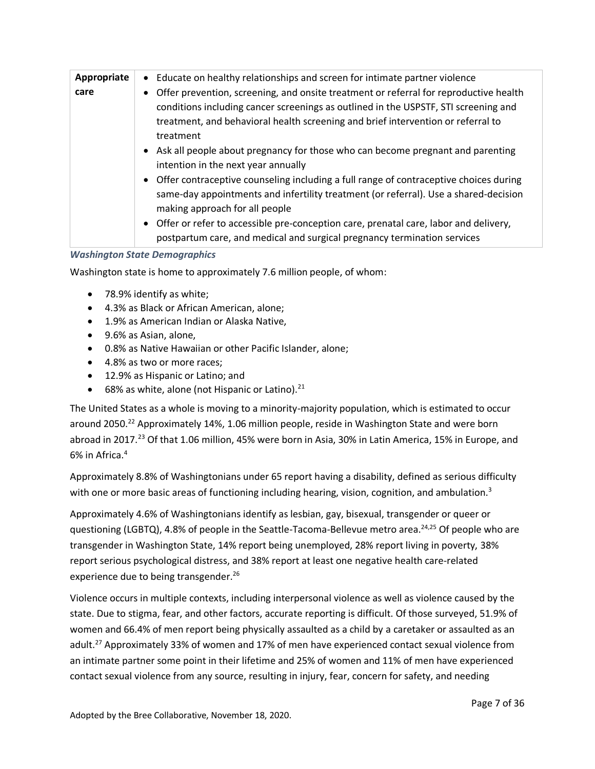| Appropriate care | • Educate on healthy relationships and screen for intimate partner violence<br>• Offer prevention, screening, and onsite treatment or referral for reproductive health conditions including cancer screenings as outlined in the USPSTF, STI screening and treatment, and behavioral health screening and brief intervention or referral to treatment<br>• Ask all people about pregnancy for those who can become pregnant and parenting intention in the next year annually<br>• Offer contraceptive counseling including a full range of contraceptive choices during same-day appointments and infertility treatment (or referral). Use a shared-decision making approach for all people<br>• Offer or refer to accessible pre-conception care, prenatal care, labor and delivery, postpartum care, and medical and surgical pregnancy termination services |
|---|---|

### *Washington State Demographics*

Washington state is home to approximately 7.6 million people, of whom:

- 78.9% identify as white;
- 4.3% as Black or African American, alone;
- 1.9% as American Indian or Alaska Native,
- 9.6% as Asian, alone,
- 0.8% as Native Hawaiian or other Pacific Islander, alone;
- 4.8% as two or more races;
- 12.9% as Hispanic or Latino; and
- 68% as white, alone (not Hispanic or Latino).[21]

The United States as a whole is moving to a minority-majority population, which is estimated to occur around 2050.[22] Approximately 14%, 1.06 million people, reside in Washington State and were born abroad in 2017.[23] Of that 1.06 million, 45% were born in Asia, 30% in Latin America, 15% in Europe, and 6% in Africa.[4]

Approximately 8.8% of Washingtonians under 65 report having a disability, defined as serious difficulty with one or more basic areas of functioning including hearing, vision, cognition, and ambulation.[3]

Approximately 4.6% of Washingtonians identify as lesbian, gay, bisexual, transgender or queer or questioning (LGBTQ), 4.8% of people in the Seattle-Tacoma-Bellevue metro area.[24,25] Of people who are transgender in Washington State, 14% report being unemployed, 28% report living in poverty, 38% report serious psychological distress, and 38% report at least one negative health care-related experience due to being transgender.[26]

Violence occurs in multiple contexts, including interpersonal violence as well as violence caused by the state. Due to stigma, fear, and other factors, accurate reporting is difficult. Of those surveyed, 51.9% of women and 66.4% of men report being physically assaulted as a child by a caretaker or assaulted as an adult.[27] Approximately 33% of women and 17% of men have experienced contact sexual violence from an intimate partner some point in their lifetime and 25% of women and 11% of men have experienced contact sexual violence from any source, resulting in injury, fear, concern for safety, and needing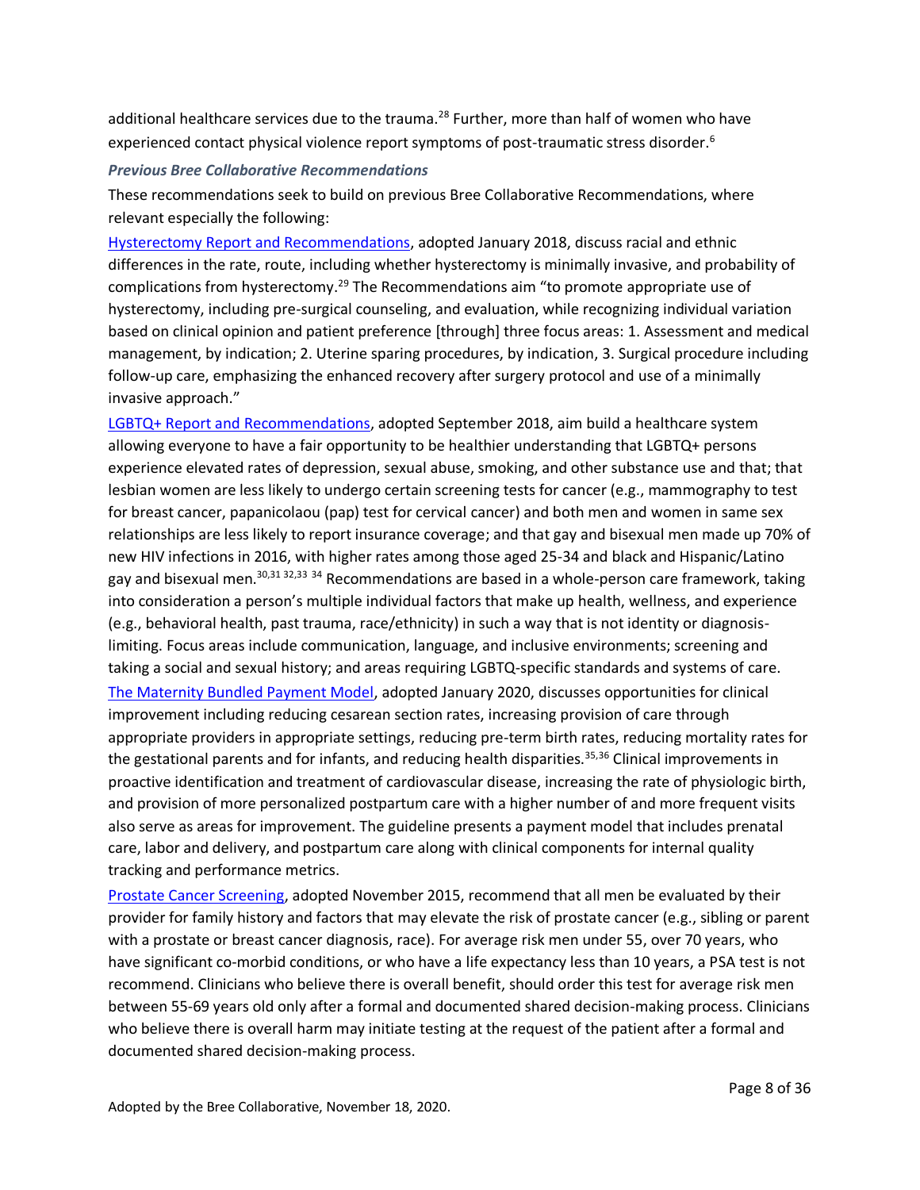additional healthcare services due to the trauma.[28] Further, more than half of women who have experienced contact physical violence report symptoms of post-traumatic stress disorder.[6]

### *Previous Bree Collaborative Recommendations*

These recommendations seek to build on previous Bree Collaborative Recommendations, where relevant especially the following:

Hysterectomy Report and Recommendations, adopted January 2018, discuss racial and ethnic differences in the rate, route, including whether hysterectomy is minimally invasive, and probability of complications from hysterectomy.[29] The Recommendations aim "to promote appropriate use of hysterectomy, including pre-surgical counseling, and evaluation, while recognizing individual variation based on clinical opinion and patient preference [through] three focus areas: 1. Assessment and medical management, by indication; 2. Uterine sparing procedures, by indication, 3. Surgical procedure including follow-up care, emphasizing the enhanced recovery after surgery protocol and use of a minimally invasive approach."

LGBTQ+ Report and Recommendations, adopted September 2018, aim build a healthcare system allowing everyone to have a fair opportunity to be healthier understanding that LGBTQ+ persons experience elevated rates of depression, sexual abuse, smoking, and other substance use and that; that lesbian women are less likely to undergo certain screening tests for cancer (e.g., mammography to test for breast cancer, papanicolaou (pap) test for cervical cancer) and both men and women in same sex relationships are less likely to report insurance coverage; and that gay and bisexual men made up 70% of new HIV infections in 2016, with higher rates among those aged 25-34 and black and Hispanic/Latino gay and bisexual men.[30,31 32,33 34] Recommendations are based in a whole-person care framework, taking into consideration a person's multiple individual factors that make up health, wellness, and experience (e.g., behavioral health, past trauma, race/ethnicity) in such a way that is not identity or diagnosis-limiting. Focus areas include communication, language, and inclusive environments; screening and taking a social and sexual history; and areas requiring LGBTQ-specific standards and systems of care.

The Maternity Bundled Payment Model, adopted January 2020, discusses opportunities for clinical improvement including reducing cesarean section rates, increasing provision of care through appropriate providers in appropriate settings, reducing pre-term birth rates, reducing mortality rates for the gestational parents and for infants, and reducing health disparities.[35,36] Clinical improvements in proactive identification and treatment of cardiovascular disease, increasing the rate of physiologic birth, and provision of more personalized postpartum care with a higher number of and more frequent visits also serve as areas for improvement. The guideline presents a payment model that includes prenatal care, labor and delivery, and postpartum care along with clinical components for internal quality tracking and performance metrics.

Prostate Cancer Screening, adopted November 2015, recommend that all men be evaluated by their provider for family history and factors that may elevate the risk of prostate cancer (e.g., sibling or parent with a prostate or breast cancer diagnosis, race). For average risk men under 55, over 70 years, who have significant co-morbid conditions, or who have a life expectancy less than 10 years, a PSA test is not recommend. Clinicians who believe there is overall benefit, should order this test for average risk men between 55-69 years old only after a formal and documented shared decision-making process. Clinicians who believe there is overall harm may initiate testing at the request of the patient after a formal and documented shared decision-making process.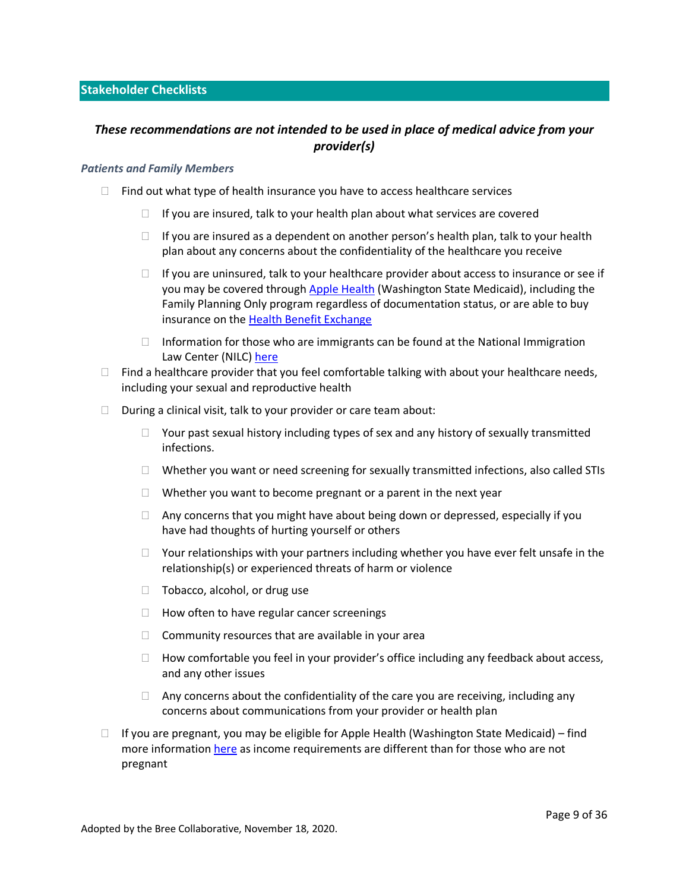## Stakeholder Checklists

***These recommendations are not intended to be used in place of medical advice from your provider(s)***

### *Patients and Family Members*

- [ ] Find out what type of health insurance you have to access healthcare services
    - [ ] If you are insured, talk to your health plan about what services are covered
    - [ ] If you are insured as a dependent on another person's health plan, talk to your health plan about any concerns about the confidentiality of the healthcare you receive
    - [ ] If you are uninsured, talk to your healthcare provider about access to insurance or see if you may be covered through Apple Health (Washington State Medicaid), including the Family Planning Only program regardless of documentation status, or are able to buy insurance on the Health Benefit Exchange
    - [ ] Information for those who are immigrants can be found at the National Immigration Law Center (NILC) here
- [ ] Find a healthcare provider that you feel comfortable talking with about your healthcare needs, including your sexual and reproductive health
- [ ] During a clinical visit, talk to your provider or care team about:
    - [ ] Your past sexual history including types of sex and any history of sexually transmitted infections.
    - [ ] Whether you want or need screening for sexually transmitted infections, also called STIs
    - [ ] Whether you want to become pregnant or a parent in the next year
    - [ ] Any concerns that you might have about being down or depressed, especially if you have had thoughts of hurting yourself or others
    - [ ] Your relationships with your partners including whether you have ever felt unsafe in the relationship(s) or experienced threats of harm or violence
    - [ ] Tobacco, alcohol, or drug use
    - [ ] How often to have regular cancer screenings
    - [ ] Community resources that are available in your area
    - [ ] How comfortable you feel in your provider's office including any feedback about access, and any other issues
    - [ ] Any concerns about the confidentiality of the care you are receiving, including any concerns about communications from your provider or health plan
- [ ] If you are pregnant, you may be eligible for Apple Health (Washington State Medicaid) – find more information here as income requirements are different than for those who are not pregnant

Adopted by the Bree Collaborative, November 18, 2020.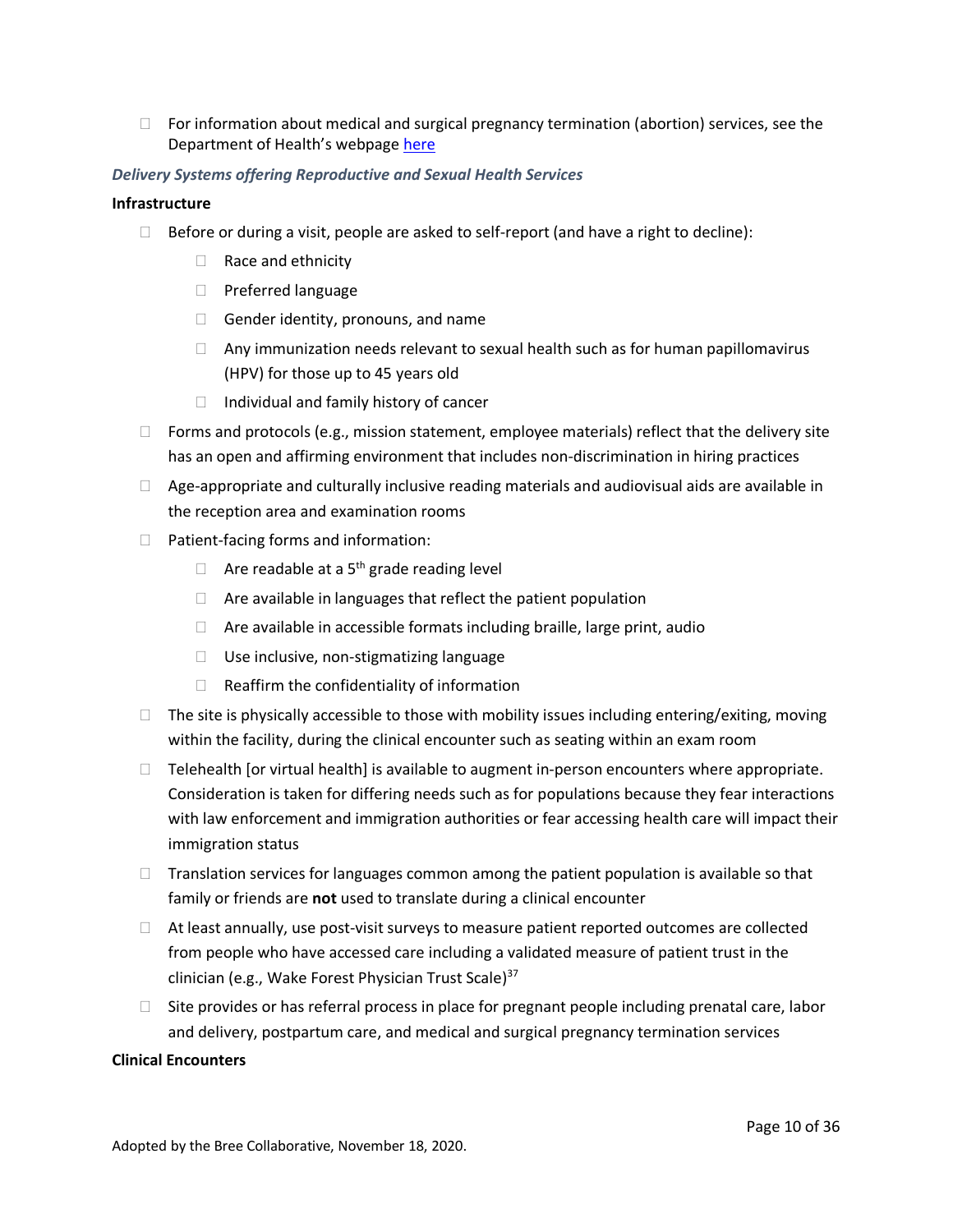- For information about medical and surgical pregnancy termination (abortion) services, see the Department of Health's webpage [here]

### *Delivery Systems offering Reproductive and Sexual Health Services*

**Infrastructure**

- Before or during a visit, people are asked to self-report (and have a right to decline):
    - Race and ethnicity
    - Preferred language
    - Gender identity, pronouns, and name
    - Any immunization needs relevant to sexual health such as for human papillomavirus (HPV) for those up to 45 years old
    - Individual and family history of cancer
- Forms and protocols (e.g., mission statement, employee materials) reflect that the delivery site has an open and affirming environment that includes non-discrimination in hiring practices
- Age-appropriate and culturally inclusive reading materials and audiovisual aids are available in the reception area and examination rooms
- Patient-facing forms and information:
    - Are readable at a 5th grade reading level
    - Are available in languages that reflect the patient population
    - Are available in accessible formats including braille, large print, audio
    - Use inclusive, non-stigmatizing language
    - Reaffirm the confidentiality of information
- The site is physically accessible to those with mobility issues including entering/exiting, moving within the facility, during the clinical encounter such as seating within an exam room
- Telehealth [or virtual health] is available to augment in-person encounters where appropriate. Consideration is taken for differing needs such as for populations because they fear interactions with law enforcement and immigration authorities or fear accessing health care will impact their immigration status
- Translation services for languages common among the patient population is available so that family or friends are **not** used to translate during a clinical encounter
- At least annually, use post-visit surveys to measure patient reported outcomes are collected from people who have accessed care including a validated measure of patient trust in the clinician (e.g., Wake Forest Physician Trust Scale)[37]
- Site provides or has referral process in place for pregnant people including prenatal care, labor and delivery, postpartum care, and medical and surgical pregnancy termination services

**Clinical Encounters**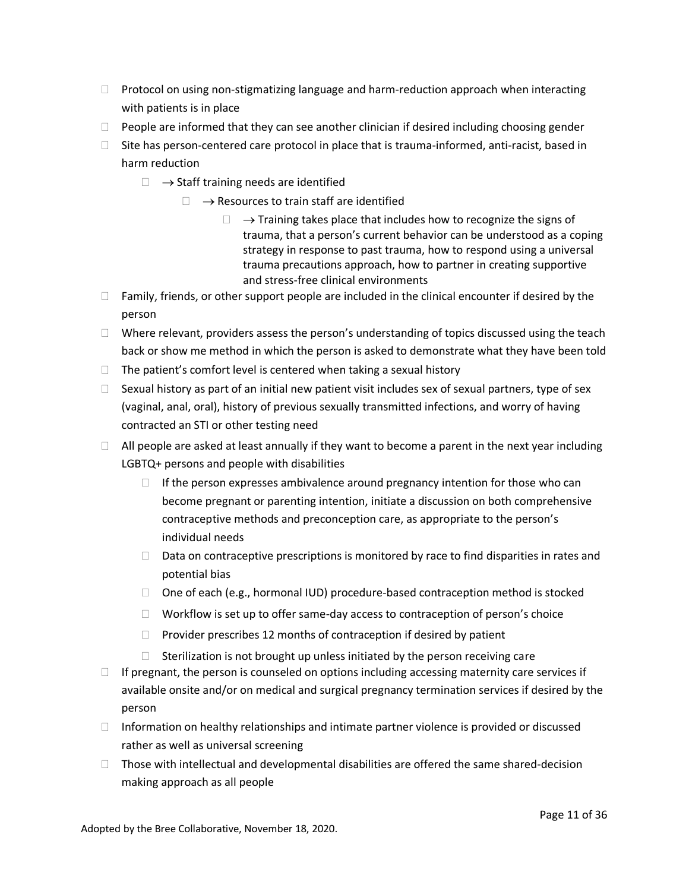- Protocol on using non-stigmatizing language and harm-reduction approach when interacting with patients is in place
- People are informed that they can see another clinician if desired including choosing gender
- Site has person-centered care protocol in place that is trauma-informed, anti-racist, based in harm reduction
    - → Staff training needs are identified
        - → Resources to train staff are identified
            - → Training takes place that includes how to recognize the signs of trauma, that a person's current behavior can be understood as a coping strategy in response to past trauma, how to respond using a universal trauma precautions approach, how to partner in creating supportive and stress-free clinical environments
- Family, friends, or other support people are included in the clinical encounter if desired by the person
- Where relevant, providers assess the person's understanding of topics discussed using the teach back or show me method in which the person is asked to demonstrate what they have been told
- The patient's comfort level is centered when taking a sexual history
- Sexual history as part of an initial new patient visit includes sex of sexual partners, type of sex (vaginal, anal, oral), history of previous sexually transmitted infections, and worry of having contracted an STI or other testing need
- All people are asked at least annually if they want to become a parent in the next year including LGBTQ+ persons and people with disabilities
    - If the person expresses ambivalence around pregnancy intention for those who can become pregnant or parenting intention, initiate a discussion on both comprehensive contraceptive methods and preconception care, as appropriate to the person's individual needs
    - Data on contraceptive prescriptions is monitored by race to find disparities in rates and potential bias
    - One of each (e.g., hormonal IUD) procedure-based contraception method is stocked
    - Workflow is set up to offer same-day access to contraception of person's choice
    - Provider prescribes 12 months of contraception if desired by patient
    - Sterilization is not brought up unless initiated by the person receiving care
- If pregnant, the person is counseled on options including accessing maternity care services if available onsite and/or on medical and surgical pregnancy termination services if desired by the person
- Information on healthy relationships and intimate partner violence is provided or discussed rather as well as universal screening
- Those with intellectual and developmental disabilities are offered the same shared-decision making approach as all people

Adopted by the Bree Collaborative, November 18, 2020.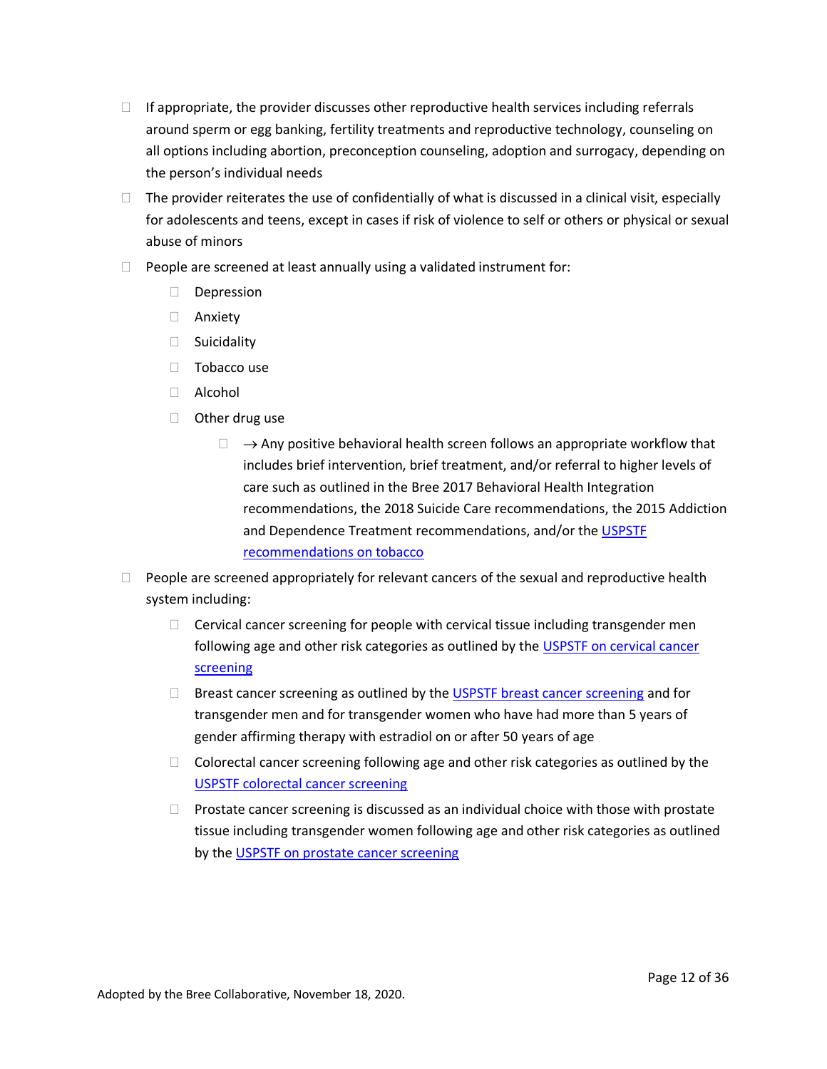- If appropriate, the provider discusses other reproductive health services including referrals around sperm or egg banking, fertility treatments and reproductive technology, counseling on all options including abortion, preconception counseling, adoption and surrogacy, depending on the person's individual needs
- The provider reiterates the use of confidentially of what is discussed in a clinical visit, especially for adolescents and teens, except in cases if risk of violence to self or others or physical or sexual abuse of minors
- People are screened at least annually using a validated instrument for:
  - Depression
  - Anxiety
  - Suicidality
  - Tobacco use
  - Alcohol
  - Other drug use
    - → Any positive behavioral health screen follows an appropriate workflow that includes brief intervention, brief treatment, and/or referral to higher levels of care such as outlined in the Bree 2017 Behavioral Health Integration recommendations, the 2018 Suicide Care recommendations, the 2015 Addiction and Dependence Treatment recommendations, and/or the [USPSTF recommendations on tobacco]
- People are screened appropriately for relevant cancers of the sexual and reproductive health system including:
  - Cervical cancer screening for people with cervical tissue including transgender men following age and other risk categories as outlined by the [USPSTF on cervical cancer screening]
  - Breast cancer screening as outlined by the [USPSTF breast cancer screening] and for transgender men and for transgender women who have had more than 5 years of gender affirming therapy with estradiol on or after 50 years of age
  - Colorectal cancer screening following age and other risk categories as outlined by the [USPSTF colorectal cancer screening]
  - Prostate cancer screening is discussed as an individual choice with those with prostate tissue including transgender women following age and other risk categories as outlined by the [USPSTF on prostate cancer screening]

Adopted by the Bree Collaborative, November 18, 2020.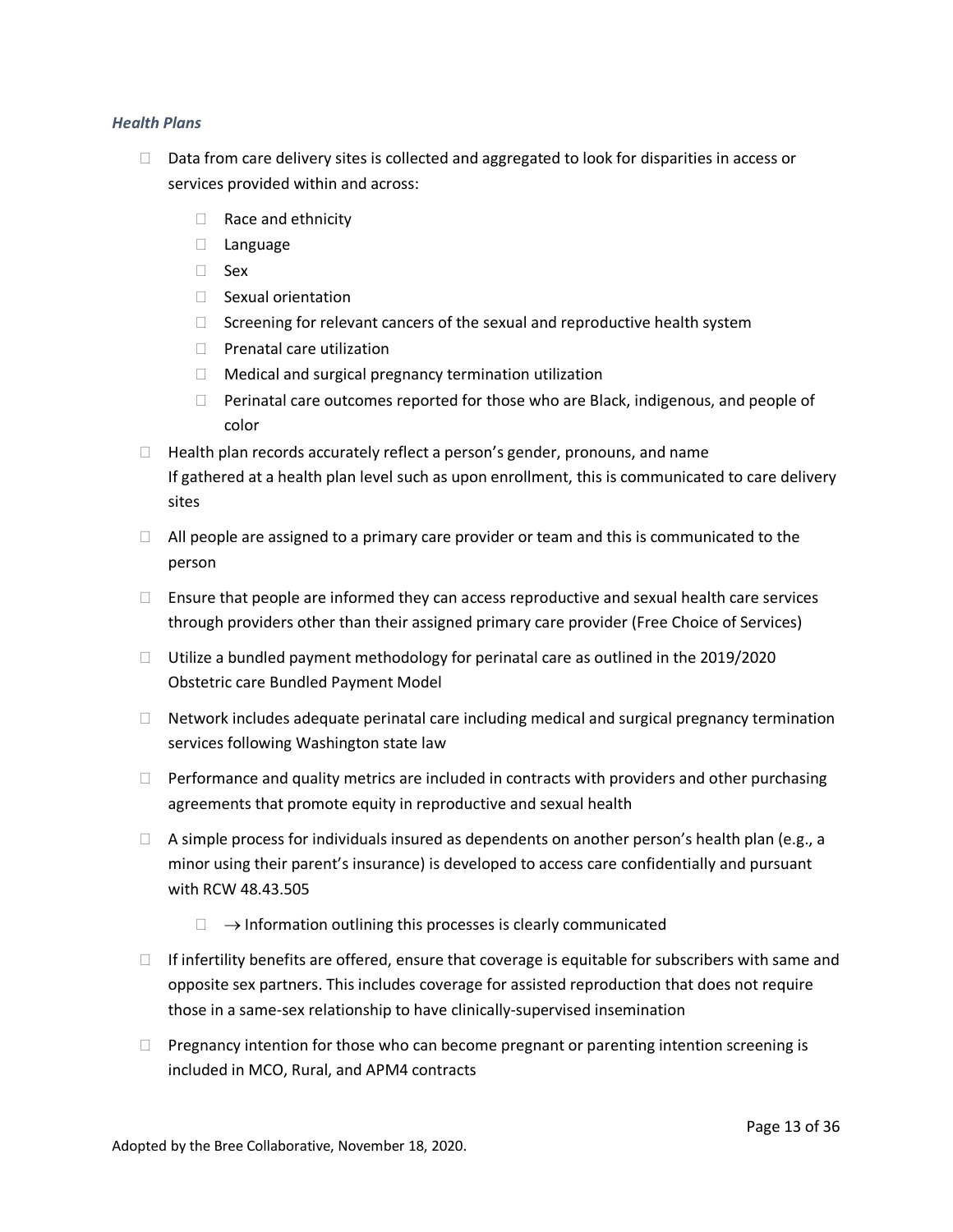### *Health Plans*

- Data from care delivery sites is collected and aggregated to look for disparities in access or services provided within and across:
  - Race and ethnicity
  - Language
  - Sex
  - Sexual orientation
  - Screening for relevant cancers of the sexual and reproductive health system
  - Prenatal care utilization
  - Medical and surgical pregnancy termination utilization
  - Perinatal care outcomes reported for those who are Black, indigenous, and people of color
- Health plan records accurately reflect a person's gender, pronouns, and name
  If gathered at a health plan level such as upon enrollment, this is communicated to care delivery sites
- All people are assigned to a primary care provider or team and this is communicated to the person
- Ensure that people are informed they can access reproductive and sexual health care services through providers other than their assigned primary care provider (Free Choice of Services)
- Utilize a bundled payment methodology for perinatal care as outlined in the 2019/2020 Obstetric care Bundled Payment Model
- Network includes adequate perinatal care including medical and surgical pregnancy termination services following Washington state law
- Performance and quality metrics are included in contracts with providers and other purchasing agreements that promote equity in reproductive and sexual health
- A simple process for individuals insured as dependents on another person's health plan (e.g., a minor using their parent's insurance) is developed to access care confidentially and pursuant with RCW 48.43.505
  - → Information outlining this processes is clearly communicated
- If infertility benefits are offered, ensure that coverage is equitable for subscribers with same and opposite sex partners. This includes coverage for assisted reproduction that does not require those in a same-sex relationship to have clinically-supervised insemination
- Pregnancy intention for those who can become pregnant or parenting intention screening is included in MCO, Rural, and APM4 contracts

Adopted by the Bree Collaborative, November 18, 2020.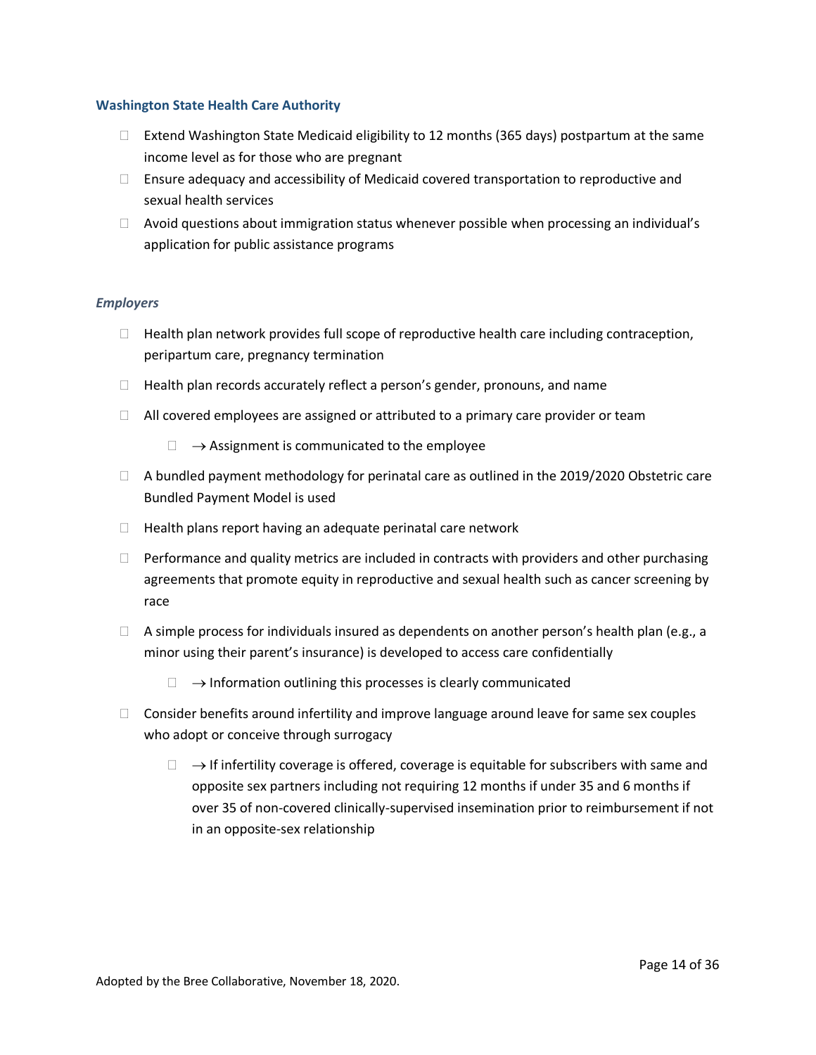**Washington State Health Care Authority**

- Extend Washington State Medicaid eligibility to 12 months (365 days) postpartum at the same income level as for those who are pregnant
- Ensure adequacy and accessibility of Medicaid covered transportation to reproductive and sexual health services
- Avoid questions about immigration status whenever possible when processing an individual's application for public assistance programs

***Employers***

- Health plan network provides full scope of reproductive health care including contraception, peripartum care, pregnancy termination
- Health plan records accurately reflect a person's gender, pronouns, and name
- All covered employees are assigned or attributed to a primary care provider or team
  - → Assignment is communicated to the employee
- A bundled payment methodology for perinatal care as outlined in the 2019/2020 Obstetric care Bundled Payment Model is used
- Health plans report having an adequate perinatal care network
- Performance and quality metrics are included in contracts with providers and other purchasing agreements that promote equity in reproductive and sexual health such as cancer screening by race
- A simple process for individuals insured as dependents on another person's health plan (e.g., a minor using their parent's insurance) is developed to access care confidentially
  - → Information outlining this processes is clearly communicated
- Consider benefits around infertility and improve language around leave for same sex couples who adopt or conceive through surrogacy
  - → If infertility coverage is offered, coverage is equitable for subscribers with same and opposite sex partners including not requiring 12 months if under 35 and 6 months if over 35 of non-covered clinically-supervised insemination prior to reimbursement if not in an opposite-sex relationship

Adopted by the Bree Collaborative, November 18, 2020.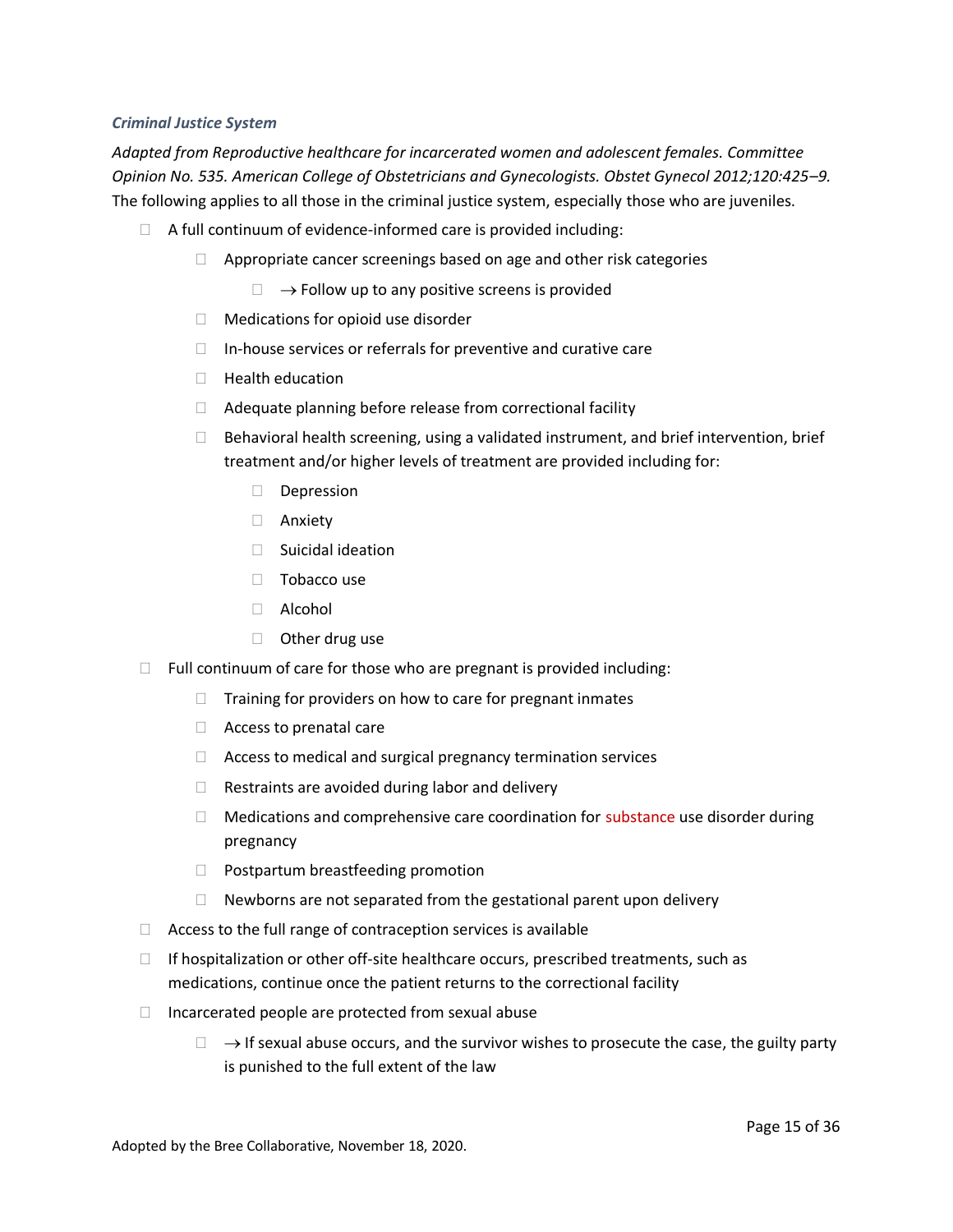*Criminal Justice System*

*Adapted from Reproductive healthcare for incarcerated women and adolescent females. Committee Opinion No. 535. American College of Obstetricians and Gynecologists. Obstet Gynecol 2012;120:425–9.* The following applies to all those in the criminal justice system, especially those who are juveniles.

- A full continuum of evidence-informed care is provided including:
  - Appropriate cancer screenings based on age and other risk categories
    - → Follow up to any positive screens is provided
  - Medications for opioid use disorder
  - In-house services or referrals for preventive and curative care
  - Health education
  - Adequate planning before release from correctional facility
  - Behavioral health screening, using a validated instrument, and brief intervention, brief treatment and/or higher levels of treatment are provided including for:
    - Depression
    - Anxiety
    - Suicidal ideation
    - Tobacco use
    - Alcohol
    - Other drug use
- Full continuum of care for those who are pregnant is provided including:
  - Training for providers on how to care for pregnant inmates
  - Access to prenatal care
  - Access to medical and surgical pregnancy termination services
  - Restraints are avoided during labor and delivery
  - Medications and comprehensive care coordination for substance use disorder during pregnancy
  - Postpartum breastfeeding promotion
  - Newborns are not separated from the gestational parent upon delivery
- Access to the full range of contraception services is available
- If hospitalization or other off-site healthcare occurs, prescribed treatments, such as medications, continue once the patient returns to the correctional facility
- Incarcerated people are protected from sexual abuse
  - → If sexual abuse occurs, and the survivor wishes to prosecute the case, the guilty party is punished to the full extent of the law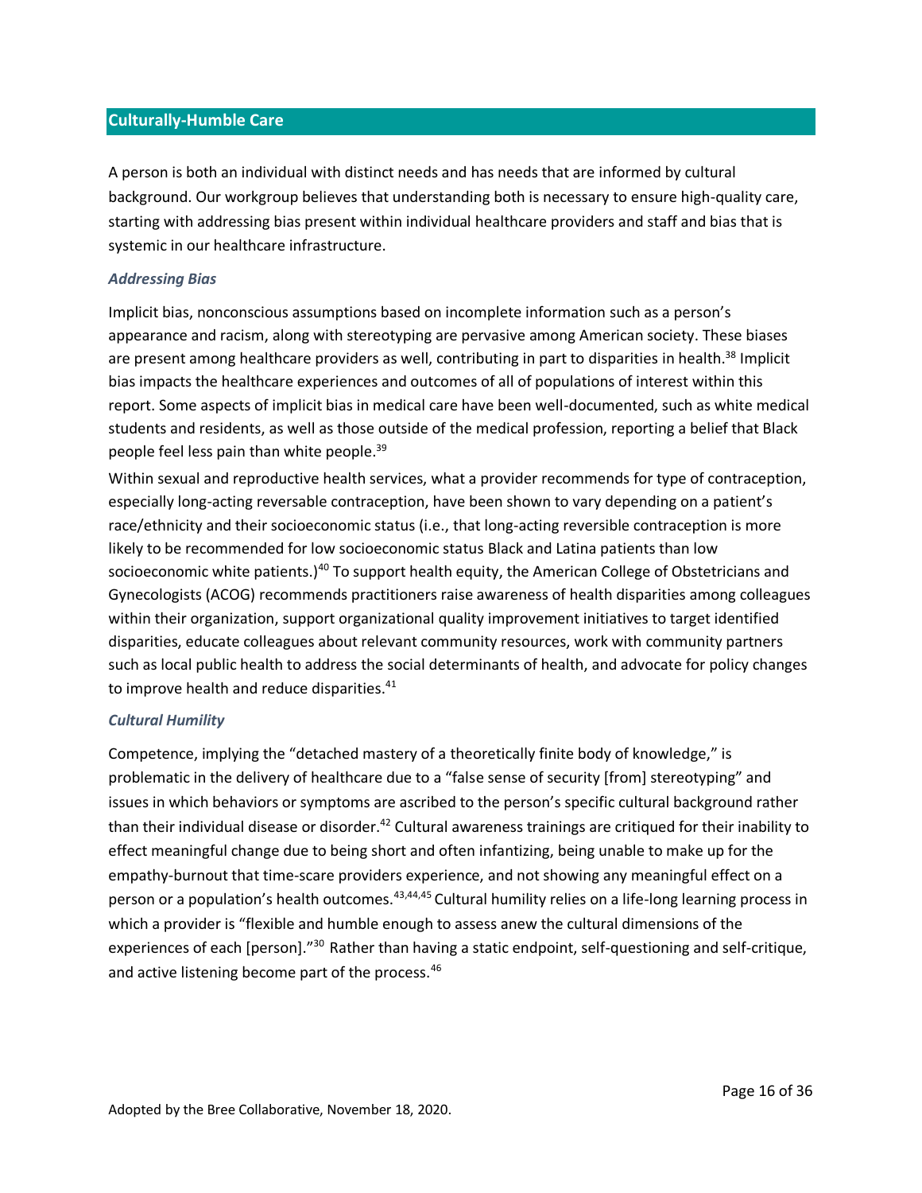## Culturally-Humble Care

A person is both an individual with distinct needs and has needs that are informed by cultural background. Our workgroup believes that understanding both is necessary to ensure high-quality care, starting with addressing bias present within individual healthcare providers and staff and bias that is systemic in our healthcare infrastructure.

### *Addressing Bias*

Implicit bias, nonconscious assumptions based on incomplete information such as a person's appearance and racism, along with stereotyping are pervasive among American society. These biases are present among healthcare providers as well, contributing in part to disparities in health.[38] Implicit bias impacts the healthcare experiences and outcomes of all of populations of interest within this report. Some aspects of implicit bias in medical care have been well-documented, such as white medical students and residents, as well as those outside of the medical profession, reporting a belief that Black people feel less pain than white people.[39]

Within sexual and reproductive health services, what a provider recommends for type of contraception, especially long-acting reversable contraception, have been shown to vary depending on a patient's race/ethnicity and their socioeconomic status (i.e., that long-acting reversible contraception is more likely to be recommended for low socioeconomic status Black and Latina patients than low socioeconomic white patients.)[40] To support health equity, the American College of Obstetricians and Gynecologists (ACOG) recommends practitioners raise awareness of health disparities among colleagues within their organization, support organizational quality improvement initiatives to target identified disparities, educate colleagues about relevant community resources, work with community partners such as local public health to address the social determinants of health, and advocate for policy changes to improve health and reduce disparities.[41]

### *Cultural Humility*

Competence, implying the "detached mastery of a theoretically finite body of knowledge," is problematic in the delivery of healthcare due to a "false sense of security [from] stereotyping" and issues in which behaviors or symptoms are ascribed to the person's specific cultural background rather than their individual disease or disorder.[42] Cultural awareness trainings are critiqued for their inability to effect meaningful change due to being short and often infantizing, being unable to make up for the empathy-burnout that time-scare providers experience, and not showing any meaningful effect on a person or a population's health outcomes.[43,44,45] Cultural humility relies on a life-long learning process in which a provider is "flexible and humble enough to assess anew the cultural dimensions of the experiences of each [person]."[30] Rather than having a static endpoint, self-questioning and self-critique, and active listening become part of the process.[46]

Adopted by the Bree Collaborative, November 18, 2020.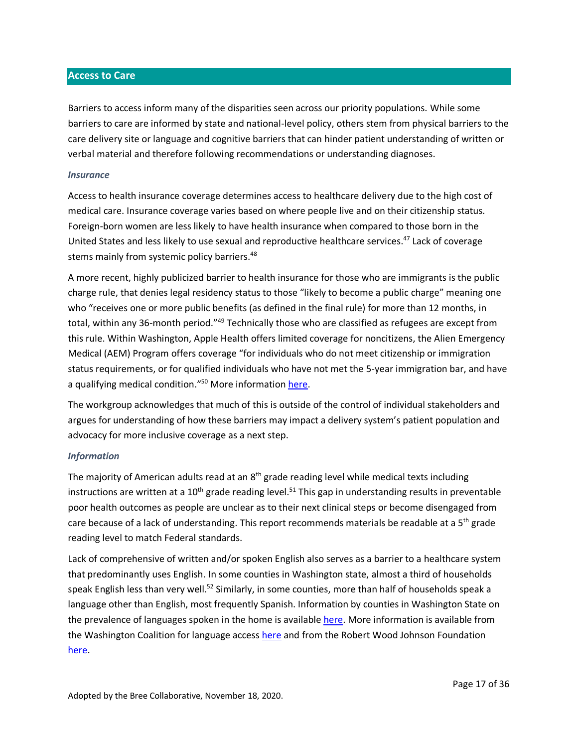## Access to Care

Barriers to access inform many of the disparities seen across our priority populations. While some barriers to care are informed by state and national-level policy, others stem from physical barriers to the care delivery site or language and cognitive barriers that can hinder patient understanding of written or verbal material and therefore following recommendations or understanding diagnoses.

### *Insurance*

Access to health insurance coverage determines access to healthcare delivery due to the high cost of medical care. Insurance coverage varies based on where people live and on their citizenship status. Foreign-born women are less likely to have health insurance when compared to those born in the United States and less likely to use sexual and reproductive healthcare services.[47] Lack of coverage stems mainly from systemic policy barriers.[48]

A more recent, highly publicized barrier to health insurance for those who are immigrants is the public charge rule, that denies legal residency status to those "likely to become a public charge" meaning one who "receives one or more public benefits (as defined in the final rule) for more than 12 months, in total, within any 36-month period."[49] Technically those who are classified as refugees are except from this rule. Within Washington, Apple Health offers limited coverage for noncitizens, the Alien Emergency Medical (AEM) Program offers coverage "for individuals who do not meet citizenship or immigration status requirements, or for qualified individuals who have not met the 5-year immigration bar, and have a qualifying medical condition."[50] More information here.

The workgroup acknowledges that much of this is outside of the control of individual stakeholders and argues for understanding of how these barriers may impact a delivery system's patient population and advocacy for more inclusive coverage as a next step.

### *Information*

The majority of American adults read at an 8th grade reading level while medical texts including instructions are written at a 10th grade reading level.[51] This gap in understanding results in preventable poor health outcomes as people are unclear as to their next clinical steps or become disengaged from care because of a lack of understanding. This report recommends materials be readable at a 5th grade reading level to match Federal standards.

Lack of comprehensive of written and/or spoken English also serves as a barrier to a healthcare system that predominantly uses English. In some counties in Washington state, almost a third of households speak English less than very well.[52] Similarly, in some counties, more than half of households speak a language other than English, most frequently Spanish. Information by counties in Washington State on the prevalence of languages spoken in the home is available here. More information is available from the Washington Coalition for language access here and from the Robert Wood Johnson Foundation here.

Adopted by the Bree Collaborative, November 18, 2020.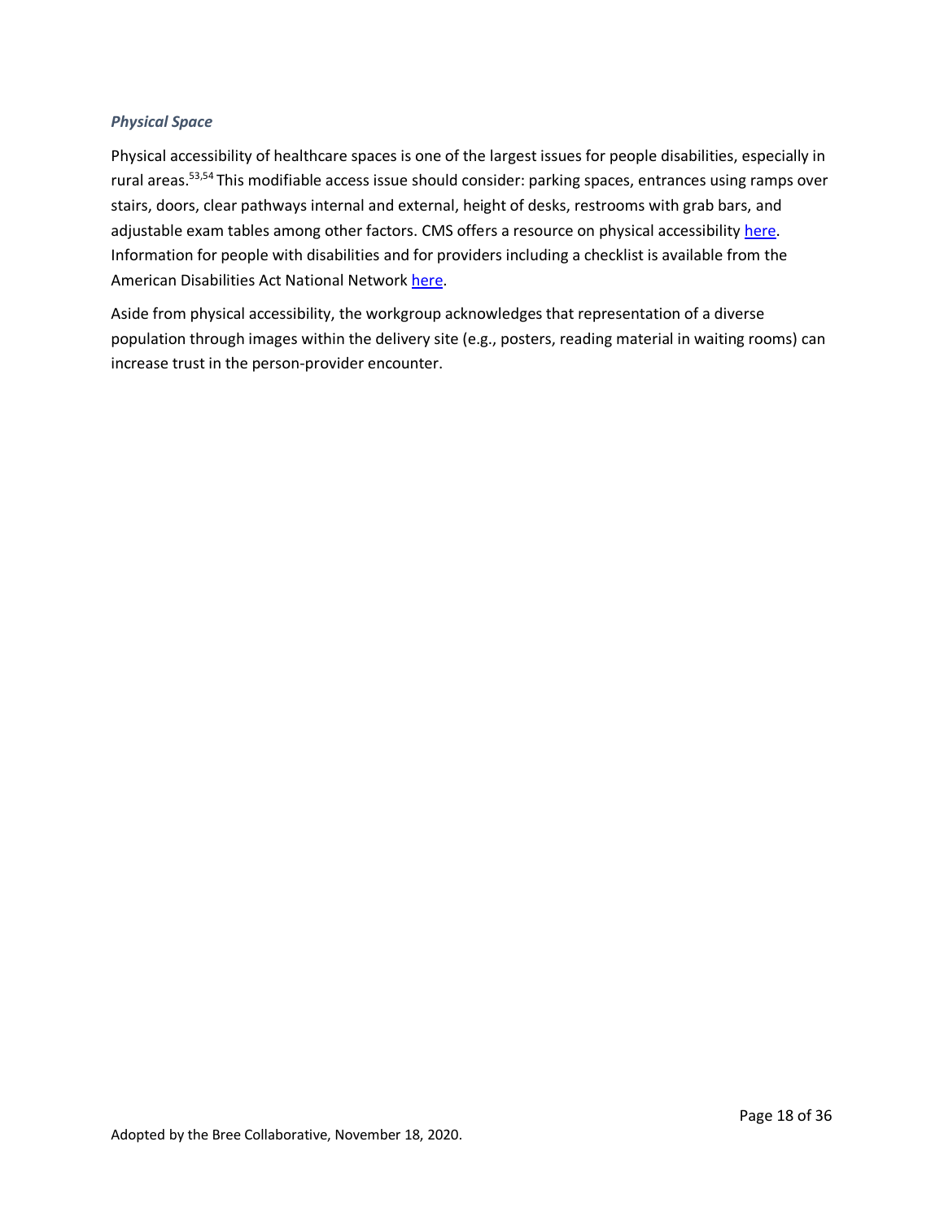### *Physical Space*

Physical accessibility of healthcare spaces is one of the largest issues for people disabilities, especially in rural areas.[53,54] This modifiable access issue should consider: parking spaces, entrances using ramps over stairs, doors, clear pathways internal and external, height of desks, restrooms with grab bars, and adjustable exam tables among other factors. CMS offers a resource on physical accessibility here. Information for people with disabilities and for providers including a checklist is available from the American Disabilities Act National Network here.

Aside from physical accessibility, the workgroup acknowledges that representation of a diverse population through images within the delivery site (e.g., posters, reading material in waiting rooms) can increase trust in the person-provider encounter.

Adopted by the Bree Collaborative, November 18, 2020.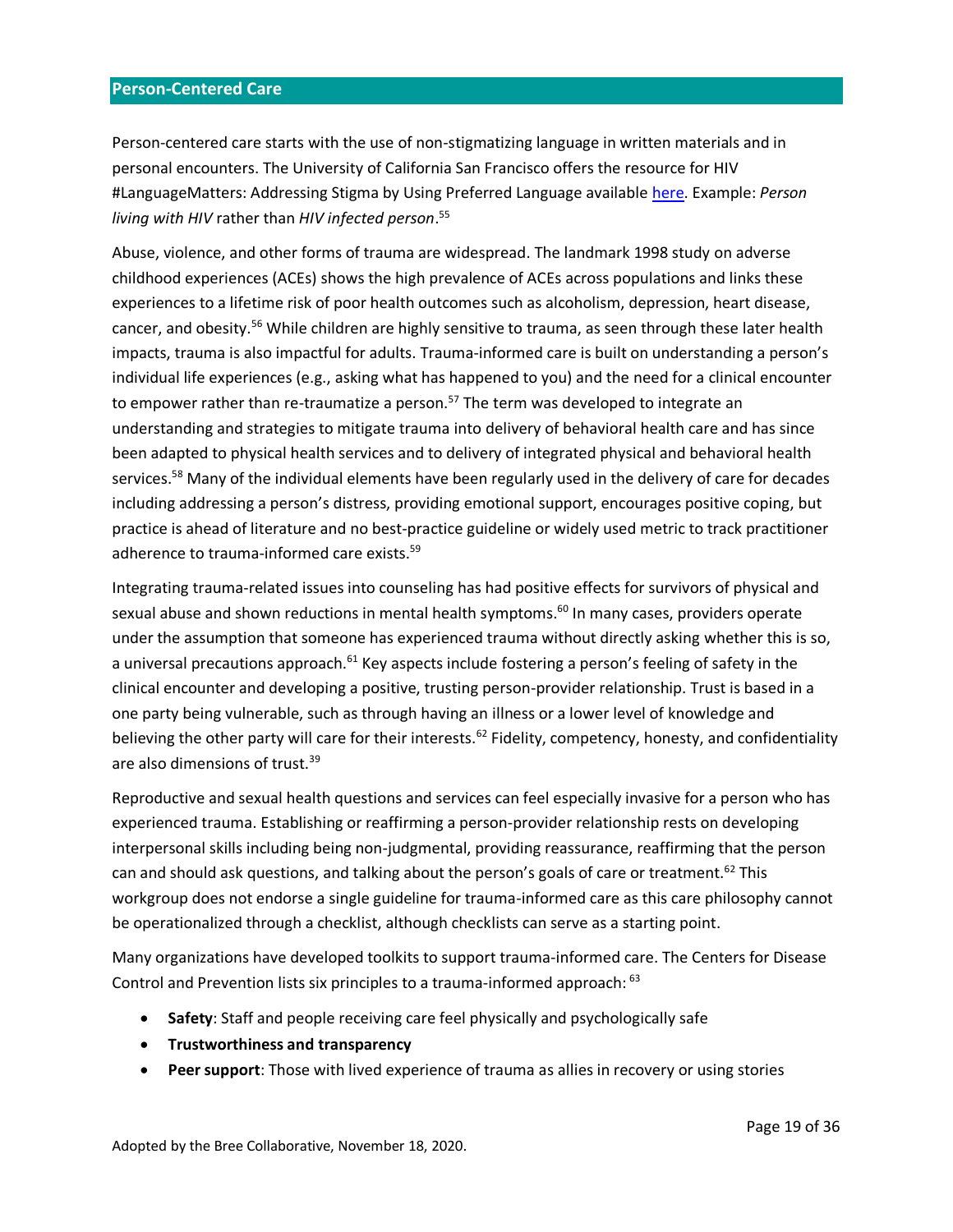## Person-Centered Care

Person-centered care starts with the use of non-stigmatizing language in written materials and in personal encounters. The University of California San Francisco offers the resource for HIV #LanguageMatters: Addressing Stigma by Using Preferred Language available here. Example: *Person living with HIV* rather than *HIV infected person*.[55]

Abuse, violence, and other forms of trauma are widespread. The landmark 1998 study on adverse childhood experiences (ACEs) shows the high prevalence of ACEs across populations and links these experiences to a lifetime risk of poor health outcomes such as alcoholism, depression, heart disease, cancer, and obesity.[56] While children are highly sensitive to trauma, as seen through these later health impacts, trauma is also impactful for adults. Trauma-informed care is built on understanding a person's individual life experiences (e.g., asking what has happened to you) and the need for a clinical encounter to empower rather than re-traumatize a person.[57] The term was developed to integrate an understanding and strategies to mitigate trauma into delivery of behavioral health care and has since been adapted to physical health services and to delivery of integrated physical and behavioral health services.[58] Many of the individual elements have been regularly used in the delivery of care for decades including addressing a person's distress, providing emotional support, encourages positive coping, but practice is ahead of literature and no best-practice guideline or widely used metric to track practitioner adherence to trauma-informed care exists.[59]

Integrating trauma-related issues into counseling has had positive effects for survivors of physical and sexual abuse and shown reductions in mental health symptoms.[60] In many cases, providers operate under the assumption that someone has experienced trauma without directly asking whether this is so, a universal precautions approach.[61] Key aspects include fostering a person's feeling of safety in the clinical encounter and developing a positive, trusting person-provider relationship. Trust is based in a one party being vulnerable, such as through having an illness or a lower level of knowledge and believing the other party will care for their interests.[62] Fidelity, competency, honesty, and confidentiality are also dimensions of trust.[39]

Reproductive and sexual health questions and services can feel especially invasive for a person who has experienced trauma. Establishing or reaffirming a person-provider relationship rests on developing interpersonal skills including being non-judgmental, providing reassurance, reaffirming that the person can and should ask questions, and talking about the person's goals of care or treatment.[62] This workgroup does not endorse a single guideline for trauma-informed care as this care philosophy cannot be operationalized through a checklist, although checklists can serve as a starting point.

Many organizations have developed toolkits to support trauma-informed care. The Centers for Disease Control and Prevention lists six principles to a trauma-informed approach: [63]

- **Safety**: Staff and people receiving care feel physically and psychologically safe
- **Trustworthiness and transparency**
- **Peer support**: Those with lived experience of trauma as allies in recovery or using stories

Adopted by the Bree Collaborative, November 18, 2020.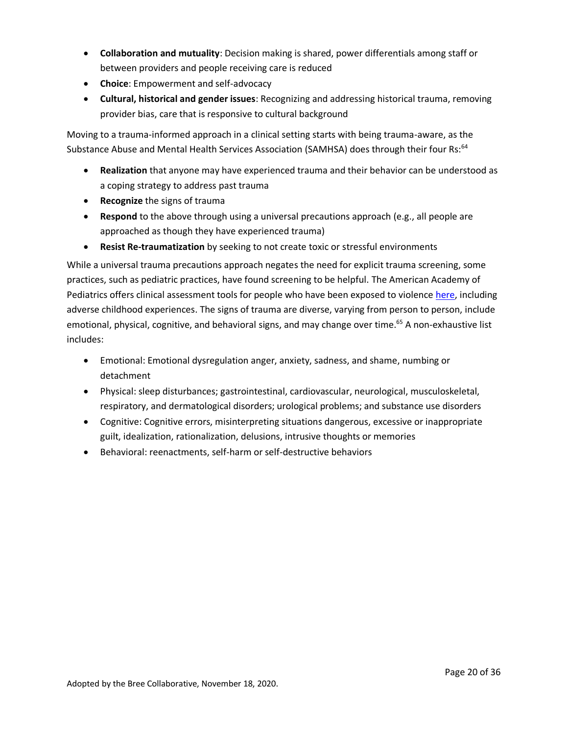- **Collaboration and mutuality**: Decision making is shared, power differentials among staff or between providers and people receiving care is reduced
- **Choice**: Empowerment and self-advocacy
- **Cultural, historical and gender issues**: Recognizing and addressing historical trauma, removing provider bias, care that is responsive to cultural background

Moving to a trauma-informed approach in a clinical setting starts with being trauma-aware, as the Substance Abuse and Mental Health Services Association (SAMHSA) does through their four Rs:[64]

- **Realization** that anyone may have experienced trauma and their behavior can be understood as a coping strategy to address past trauma
- **Recognize** the signs of trauma
- **Respond** to the above through using a universal precautions approach (e.g., all people are approached as though they have experienced trauma)
- **Resist Re-traumatization** by seeking to not create toxic or stressful environments

While a universal trauma precautions approach negates the need for explicit trauma screening, some practices, such as pediatric practices, have found screening to be helpful. The American Academy of Pediatrics offers clinical assessment tools for people who have been exposed to violence [here](), including adverse childhood experiences. The signs of trauma are diverse, varying from person to person, include emotional, physical, cognitive, and behavioral signs, and may change over time.[65] A non-exhaustive list includes:

- Emotional: Emotional dysregulation anger, anxiety, sadness, and shame, numbing or detachment
- Physical: sleep disturbances; gastrointestinal, cardiovascular, neurological, musculoskeletal, respiratory, and dermatological disorders; urological problems; and substance use disorders
- Cognitive: Cognitive errors, misinterpreting situations dangerous, excessive or inappropriate guilt, idealization, rationalization, delusions, intrusive thoughts or memories
- Behavioral: reenactments, self-harm or self-destructive behaviors

Adopted by the Bree Collaborative, November 18, 2020.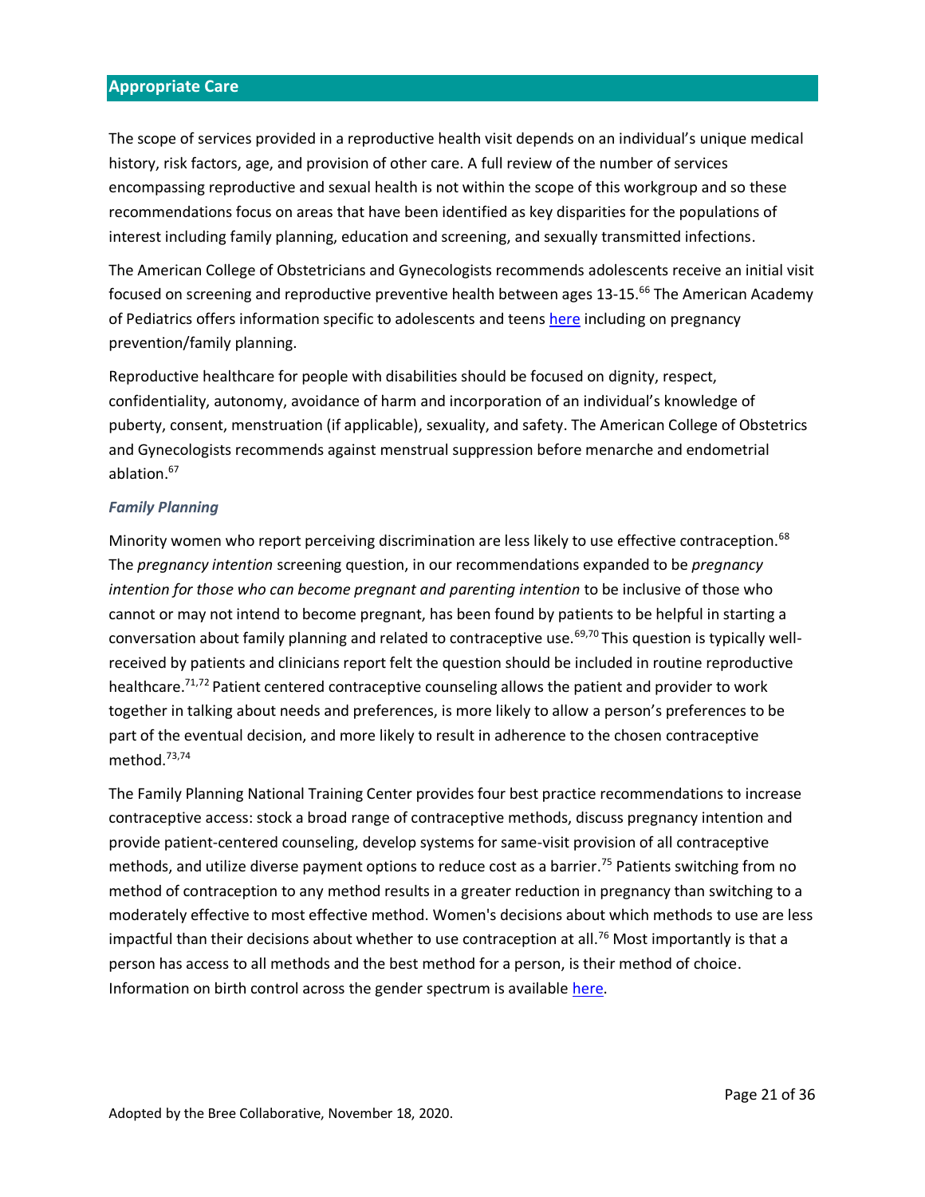## Appropriate Care

The scope of services provided in a reproductive health visit depends on an individual's unique medical history, risk factors, age, and provision of other care. A full review of the number of services encompassing reproductive and sexual health is not within the scope of this workgroup and so these recommendations focus on areas that have been identified as key disparities for the populations of interest including family planning, education and screening, and sexually transmitted infections.

The American College of Obstetricians and Gynecologists recommends adolescents receive an initial visit focused on screening and reproductive preventive health between ages 13-15.[66] The American Academy of Pediatrics offers information specific to adolescents and teens [here](#) including on pregnancy prevention/family planning.

Reproductive healthcare for people with disabilities should be focused on dignity, respect, confidentiality, autonomy, avoidance of harm and incorporation of an individual's knowledge of puberty, consent, menstruation (if applicable), sexuality, and safety. The American College of Obstetrics and Gynecologists recommends against menstrual suppression before menarche and endometrial ablation.[67]

### *Family Planning*

Minority women who report perceiving discrimination are less likely to use effective contraception.[68] The *pregnancy intention* screening question, in our recommendations expanded to be *pregnancy intention for those who can become pregnant and parenting intention* to be inclusive of those who cannot or may not intend to become pregnant, has been found by patients to be helpful in starting a conversation about family planning and related to contraceptive use.[69,70] This question is typically well-received by patients and clinicians report felt the question should be included in routine reproductive healthcare.[71,72] Patient centered contraceptive counseling allows the patient and provider to work together in talking about needs and preferences, is more likely to allow a person's preferences to be part of the eventual decision, and more likely to result in adherence to the chosen contraceptive method.[73,74]

The Family Planning National Training Center provides four best practice recommendations to increase contraceptive access: stock a broad range of contraceptive methods, discuss pregnancy intention and provide patient-centered counseling, develop systems for same-visit provision of all contraceptive methods, and utilize diverse payment options to reduce cost as a barrier.[75] Patients switching from no method of contraception to any method results in a greater reduction in pregnancy than switching to a moderately effective to most effective method. Women's decisions about which methods to use are less impactful than their decisions about whether to use contraception at all.[76] Most importantly is that a person has access to all methods and the best method for a person, is their method of choice. Information on birth control across the gender spectrum is available [here](#).

Adopted by the Bree Collaborative, November 18, 2020.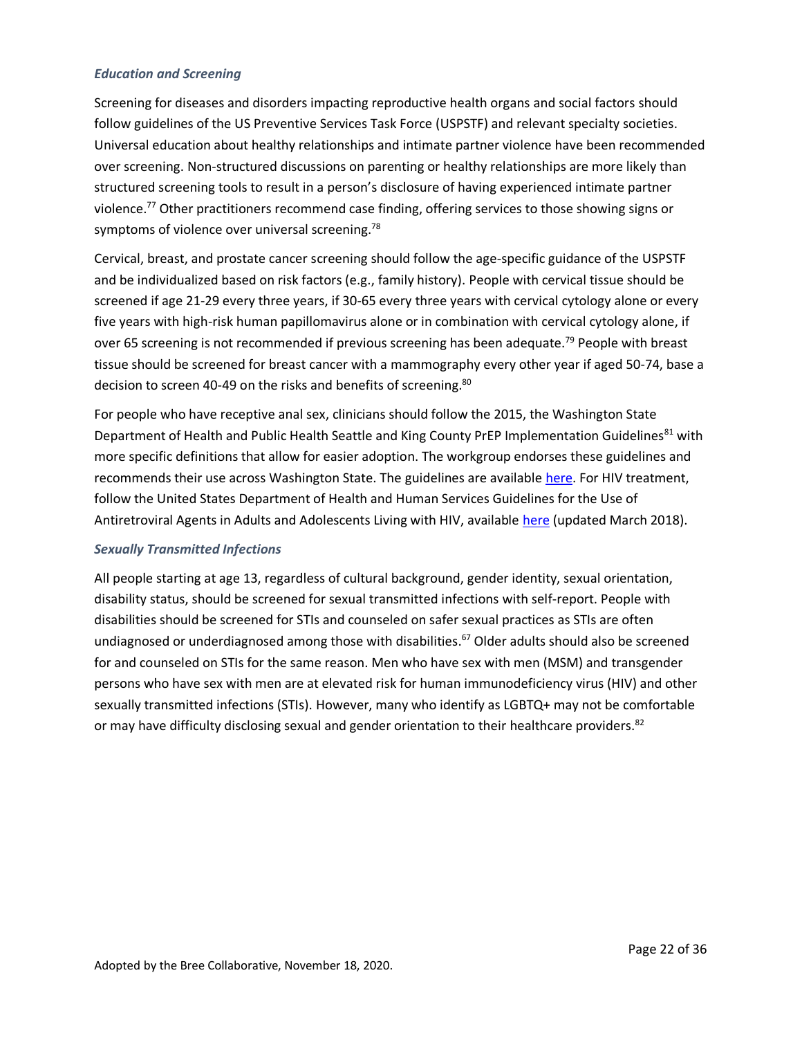### *Education and Screening*

Screening for diseases and disorders impacting reproductive health organs and social factors should follow guidelines of the US Preventive Services Task Force (USPSTF) and relevant specialty societies. Universal education about healthy relationships and intimate partner violence have been recommended over screening. Non-structured discussions on parenting or healthy relationships are more likely than structured screening tools to result in a person's disclosure of having experienced intimate partner violence.[77] Other practitioners recommend case finding, offering services to those showing signs or symptoms of violence over universal screening.[78]

Cervical, breast, and prostate cancer screening should follow the age-specific guidance of the USPSTF and be individualized based on risk factors (e.g., family history). People with cervical tissue should be screened if age 21-29 every three years, if 30-65 every three years with cervical cytology alone or every five years with high-risk human papillomavirus alone or in combination with cervical cytology alone, if over 65 screening is not recommended if previous screening has been adequate.[79] People with breast tissue should be screened for breast cancer with a mammography every other year if aged 50-74, base a decision to screen 40-49 on the risks and benefits of screening.[80]

For people who have receptive anal sex, clinicians should follow the 2015, the Washington State Department of Health and Public Health Seattle and King County PrEP Implementation Guidelines[81] with more specific definitions that allow for easier adoption. The workgroup endorses these guidelines and recommends their use across Washington State. The guidelines are available here. For HIV treatment, follow the United States Department of Health and Human Services Guidelines for the Use of Antiretroviral Agents in Adults and Adolescents Living with HIV, available here (updated March 2018).

### *Sexually Transmitted Infections*

All people starting at age 13, regardless of cultural background, gender identity, sexual orientation, disability status, should be screened for sexual transmitted infections with self-report. People with disabilities should be screened for STIs and counseled on safer sexual practices as STIs are often undiagnosed or underdiagnosed among those with disabilities.[67] Older adults should also be screened for and counseled on STIs for the same reason. Men who have sex with men (MSM) and transgender persons who have sex with men are at elevated risk for human immunodeficiency virus (HIV) and other sexually transmitted infections (STIs). However, many who identify as LGBTQ+ may not be comfortable or may have difficulty disclosing sexual and gender orientation to their healthcare providers.[82]

Adopted by the Bree Collaborative, November 18, 2020.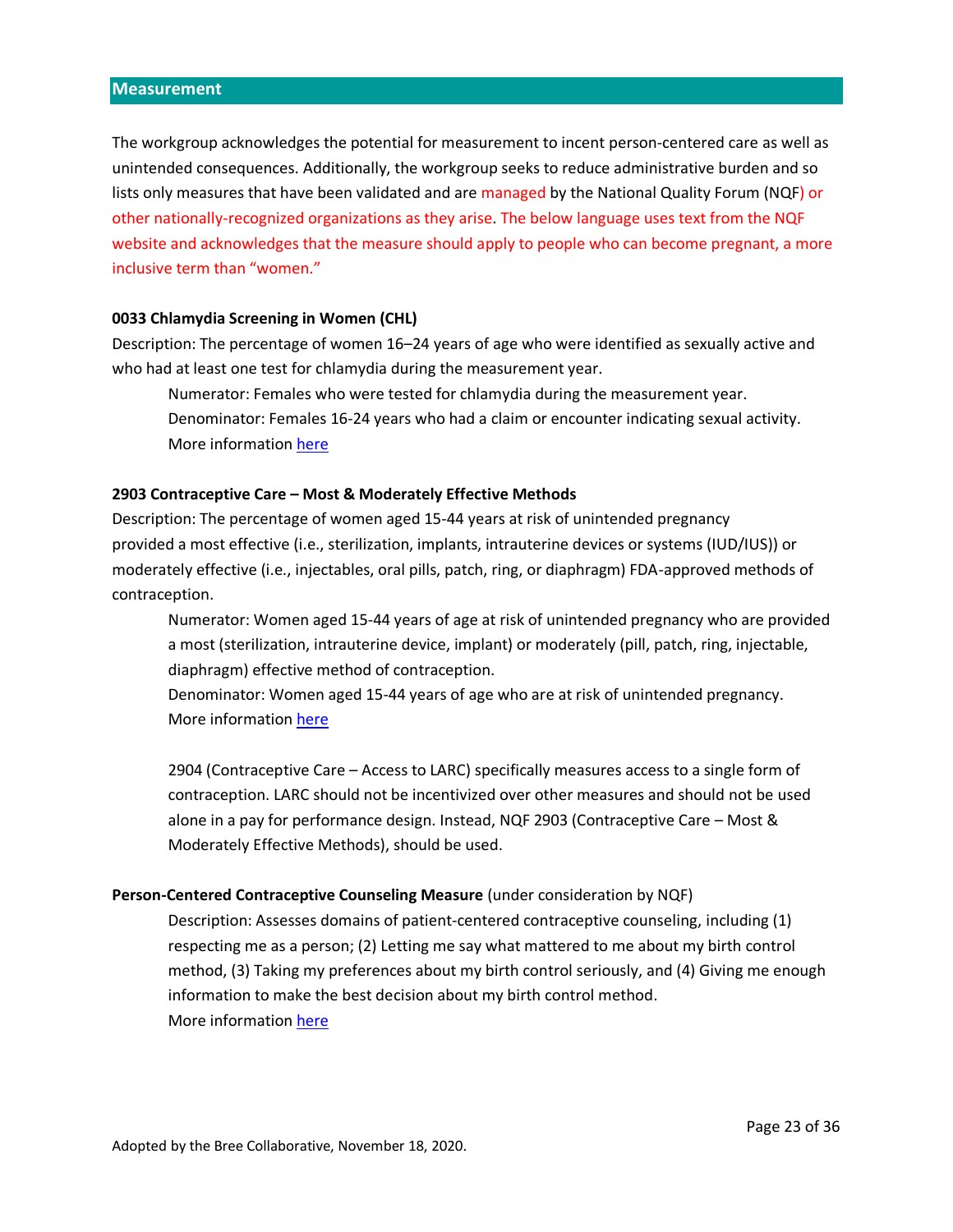## Measurement

The workgroup acknowledges the potential for measurement to incent person-centered care as well as unintended consequences. Additionally, the workgroup seeks to reduce administrative burden and so lists only measures that have been validated and are managed by the National Quality Forum (NQF) or other nationally-recognized organizations as they arise. The below language uses text from the NQF website and acknowledges that the measure should apply to people who can become pregnant, a more inclusive term than "women."

**0033 Chlamydia Screening in Women (CHL)**

Description: The percentage of women 16–24 years of age who were identified as sexually active and who had at least one test for chlamydia during the measurement year.

> Numerator: Females who were tested for chlamydia during the measurement year.
> Denominator: Females 16-24 years who had a claim or encounter indicating sexual activity.
> More information here

**2903 Contraceptive Care – Most & Moderately Effective Methods**

Description: The percentage of women aged 15-44 years at risk of unintended pregnancy provided a most effective (i.e., sterilization, implants, intrauterine devices or systems (IUD/IUS)) or moderately effective (i.e., injectables, oral pills, patch, ring, or diaphragm) FDA-approved methods of contraception.

> Numerator: Women aged 15-44 years of age at risk of unintended pregnancy who are provided a most (sterilization, intrauterine device, implant) or moderately (pill, patch, ring, injectable, diaphragm) effective method of contraception.
> Denominator: Women aged 15-44 years of age who are at risk of unintended pregnancy.
> More information here
>
> 2904 (Contraceptive Care – Access to LARC) specifically measures access to a single form of contraception. LARC should not be incentivized over other measures and should not be used alone in a pay for performance design. Instead, NQF 2903 (Contraceptive Care – Most & Moderately Effective Methods), should be used.

**Person-Centered Contraceptive Counseling Measure** (under consideration by NQF)

> Description: Assesses domains of patient-centered contraceptive counseling, including (1) respecting me as a person; (2) Letting me say what mattered to me about my birth control method, (3) Taking my preferences about my birth control seriously, and (4) Giving me enough information to make the best decision about my birth control method.
> More information here

Adopted by the Bree Collaborative, November 18, 2020.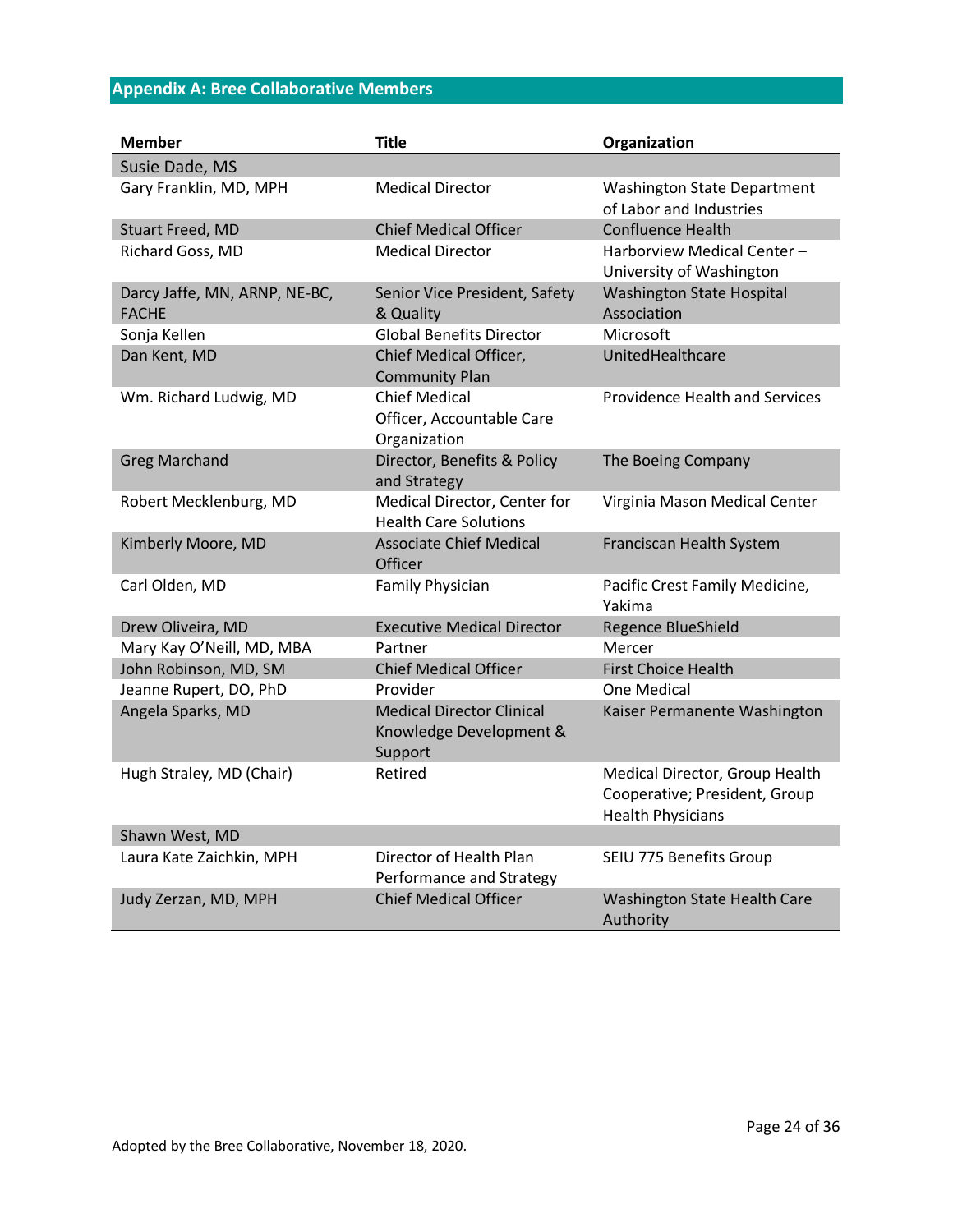## Appendix A: Bree Collaborative Members

| Member | Title | Organization |
|---|---|---|
| Susie Dade, MS | | |
| Gary Franklin, MD, MPH | Medical Director | Washington State Department of Labor and Industries |
| Stuart Freed, MD | Chief Medical Officer | Confluence Health |
| Richard Goss, MD | Medical Director | Harborview Medical Center – University of Washington |
| Darcy Jaffe, MN, ARNP, NE-BC, FACHE | Senior Vice President, Safety & Quality | Washington State Hospital Association |
| Sonja Kellen | Global Benefits Director | Microsoft |
| Dan Kent, MD | Chief Medical Officer, Community Plan | UnitedHealthcare |
| Wm. Richard Ludwig, MD | Chief Medical Officer, Accountable Care Organization | Providence Health and Services |
| Greg Marchand | Director, Benefits & Policy and Strategy | The Boeing Company |
| Robert Mecklenburg, MD | Medical Director, Center for Health Care Solutions | Virginia Mason Medical Center |
| Kimberly Moore, MD | Associate Chief Medical Officer | Franciscan Health System |
| Carl Olden, MD | Family Physician | Pacific Crest Family Medicine, Yakima |
| Drew Oliveira, MD | Executive Medical Director | Regence BlueShield |
| Mary Kay O'Neill, MD, MBA | Partner | Mercer |
| John Robinson, MD, SM | Chief Medical Officer | First Choice Health |
| Jeanne Rupert, DO, PhD | Provider | One Medical |
| Angela Sparks, MD | Medical Director Clinical Knowledge Development & Support | Kaiser Permanente Washington |
| Hugh Straley, MD (Chair) | Retired | Medical Director, Group Health Cooperative; President, Group Health Physicians |
| Shawn West, MD | | |
| Laura Kate Zaichkin, MPH | Director of Health Plan Performance and Strategy | SEIU 775 Benefits Group |
| Judy Zerzan, MD, MPH | Chief Medical Officer | Washington State Health Care Authority |

Adopted by the Bree Collaborative, November 18, 2020.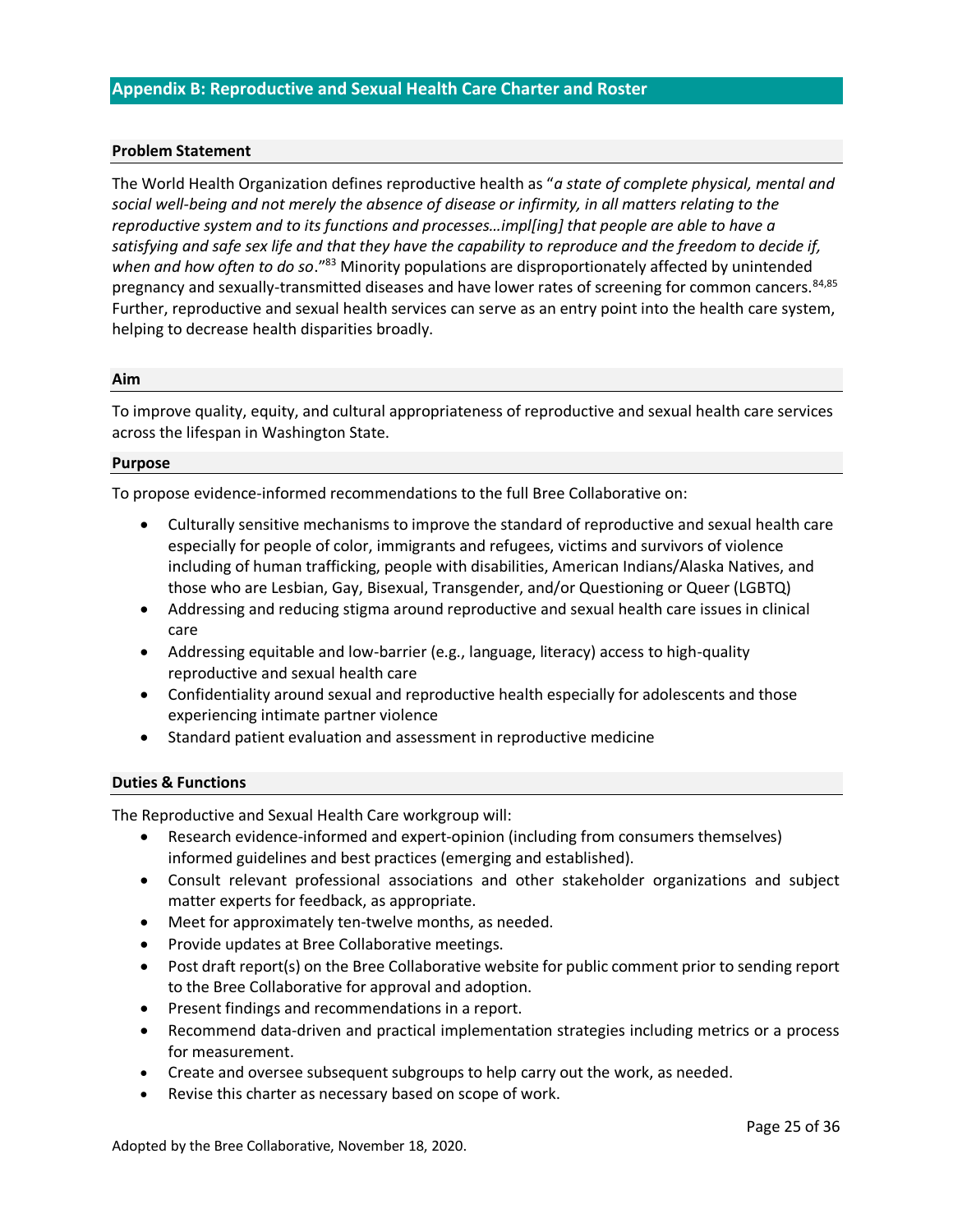## Appendix B: Reproductive and Sexual Health Care Charter and Roster

### Problem Statement

The World Health Organization defines reproductive health as "*a state of complete physical, mental and social well-being and not merely the absence of disease or infirmity, in all matters relating to the reproductive system and to its functions and processes…impl[ing] that people are able to have a satisfying and safe sex life and that they have the capability to reproduce and the freedom to decide if, when and how often to do so*."[83] Minority populations are disproportionately affected by unintended pregnancy and sexually-transmitted diseases and have lower rates of screening for common cancers.[84,85] Further, reproductive and sexual health services can serve as an entry point into the health care system, helping to decrease health disparities broadly.

### Aim

To improve quality, equity, and cultural appropriateness of reproductive and sexual health care services across the lifespan in Washington State.

### Purpose

To propose evidence-informed recommendations to the full Bree Collaborative on:

- Culturally sensitive mechanisms to improve the standard of reproductive and sexual health care especially for people of color, immigrants and refugees, victims and survivors of violence including of human trafficking, people with disabilities, American Indians/Alaska Natives, and those who are Lesbian, Gay, Bisexual, Transgender, and/or Questioning or Queer (LGBTQ)
- Addressing and reducing stigma around reproductive and sexual health care issues in clinical care
- Addressing equitable and low-barrier (e.g., language, literacy) access to high-quality reproductive and sexual health care
- Confidentiality around sexual and reproductive health especially for adolescents and those experiencing intimate partner violence
- Standard patient evaluation and assessment in reproductive medicine

### Duties & Functions

The Reproductive and Sexual Health Care workgroup will:

- Research evidence-informed and expert-opinion (including from consumers themselves) informed guidelines and best practices (emerging and established).
- Consult relevant professional associations and other stakeholder organizations and subject matter experts for feedback, as appropriate.
- Meet for approximately ten-twelve months, as needed.
- Provide updates at Bree Collaborative meetings.
- Post draft report(s) on the Bree Collaborative website for public comment prior to sending report to the Bree Collaborative for approval and adoption.
- Present findings and recommendations in a report.
- Recommend data-driven and practical implementation strategies including metrics or a process for measurement.
- Create and oversee subsequent subgroups to help carry out the work, as needed.
- Revise this charter as necessary based on scope of work.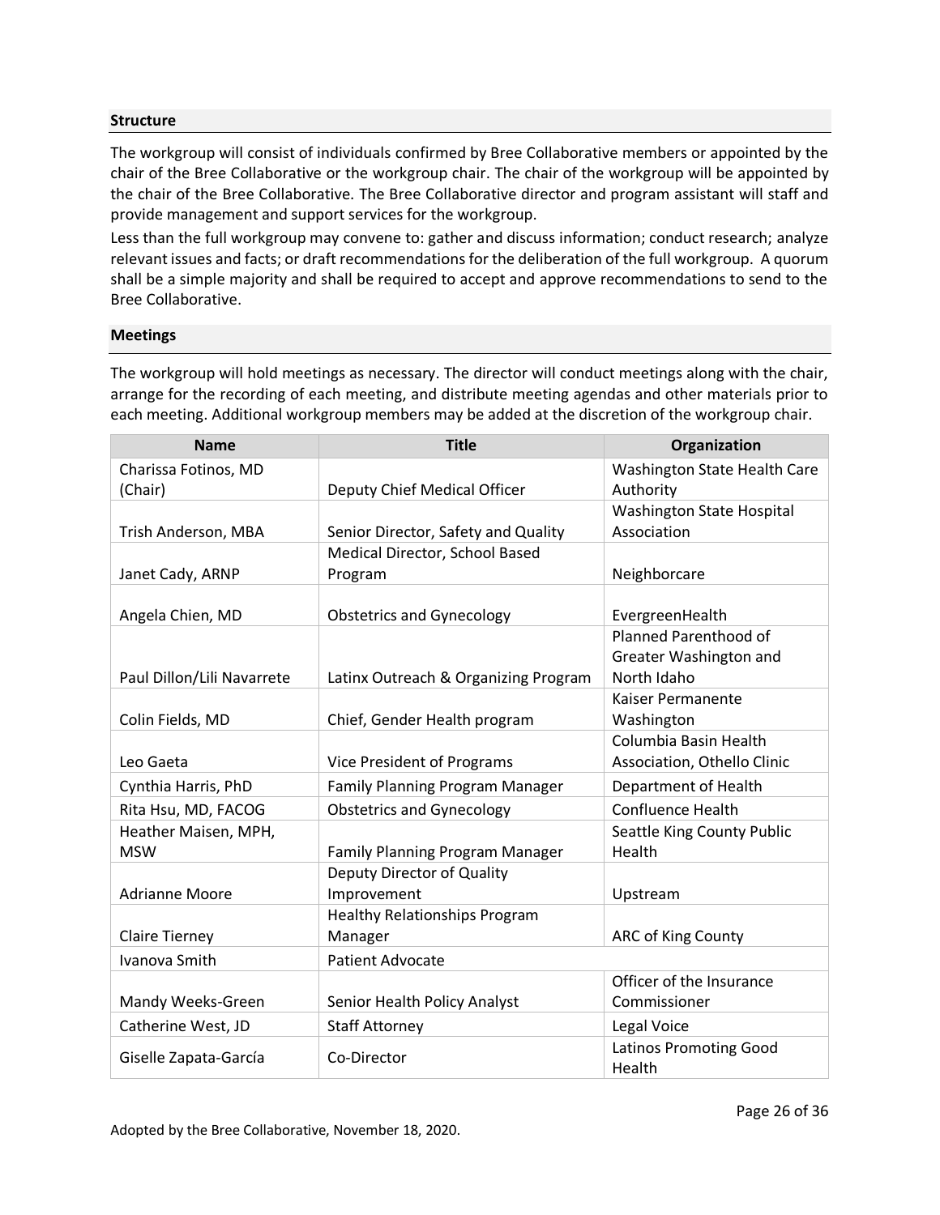## Structure

The workgroup will consist of individuals confirmed by Bree Collaborative members or appointed by the chair of the Bree Collaborative or the workgroup chair. The chair of the workgroup will be appointed by the chair of the Bree Collaborative. The Bree Collaborative director and program assistant will staff and provide management and support services for the workgroup.

Less than the full workgroup may convene to: gather and discuss information; conduct research; analyze relevant issues and facts; or draft recommendations for the deliberation of the full workgroup. A quorum shall be a simple majority and shall be required to accept and approve recommendations to send to the Bree Collaborative.

## Meetings

The workgroup will hold meetings as necessary. The director will conduct meetings along with the chair, arrange for the recording of each meeting, and distribute meeting agendas and other materials prior to each meeting. Additional workgroup members may be added at the discretion of the workgroup chair.

| Name | Title | Organization |
|---|---|---|
| Charissa Fotinos, MD (Chair) | Deputy Chief Medical Officer | Washington State Health Care Authority |
| Trish Anderson, MBA | Senior Director, Safety and Quality | Washington State Hospital Association |
| Janet Cady, ARNP | Medical Director, School Based Program | Neighborcare |
| Angela Chien, MD | Obstetrics and Gynecology | EvergreenHealth |
| Paul Dillon/Lili Navarrete | Latinx Outreach & Organizing Program | Planned Parenthood of Greater Washington and North Idaho |
| Colin Fields, MD | Chief, Gender Health program | Kaiser Permanente Washington |
| Leo Gaeta | Vice President of Programs | Columbia Basin Health Association, Othello Clinic |
| Cynthia Harris, PhD | Family Planning Program Manager | Department of Health |
| Rita Hsu, MD, FACOG | Obstetrics and Gynecology | Confluence Health |
| Heather Maisen, MPH, MSW | Family Planning Program Manager | Seattle King County Public Health |
| Adrianne Moore | Deputy Director of Quality Improvement | Upstream |
| Claire Tierney | Healthy Relationships Program Manager | ARC of King County |
| Ivanova Smith | Patient Advocate | |
| Mandy Weeks-Green | Senior Health Policy Analyst | Officer of the Insurance Commissioner |
| Catherine West, JD | Staff Attorney | Legal Voice |
| Giselle Zapata-García | Co-Director | Latinos Promoting Good Health |

Adopted by the Bree Collaborative, November 18, 2020.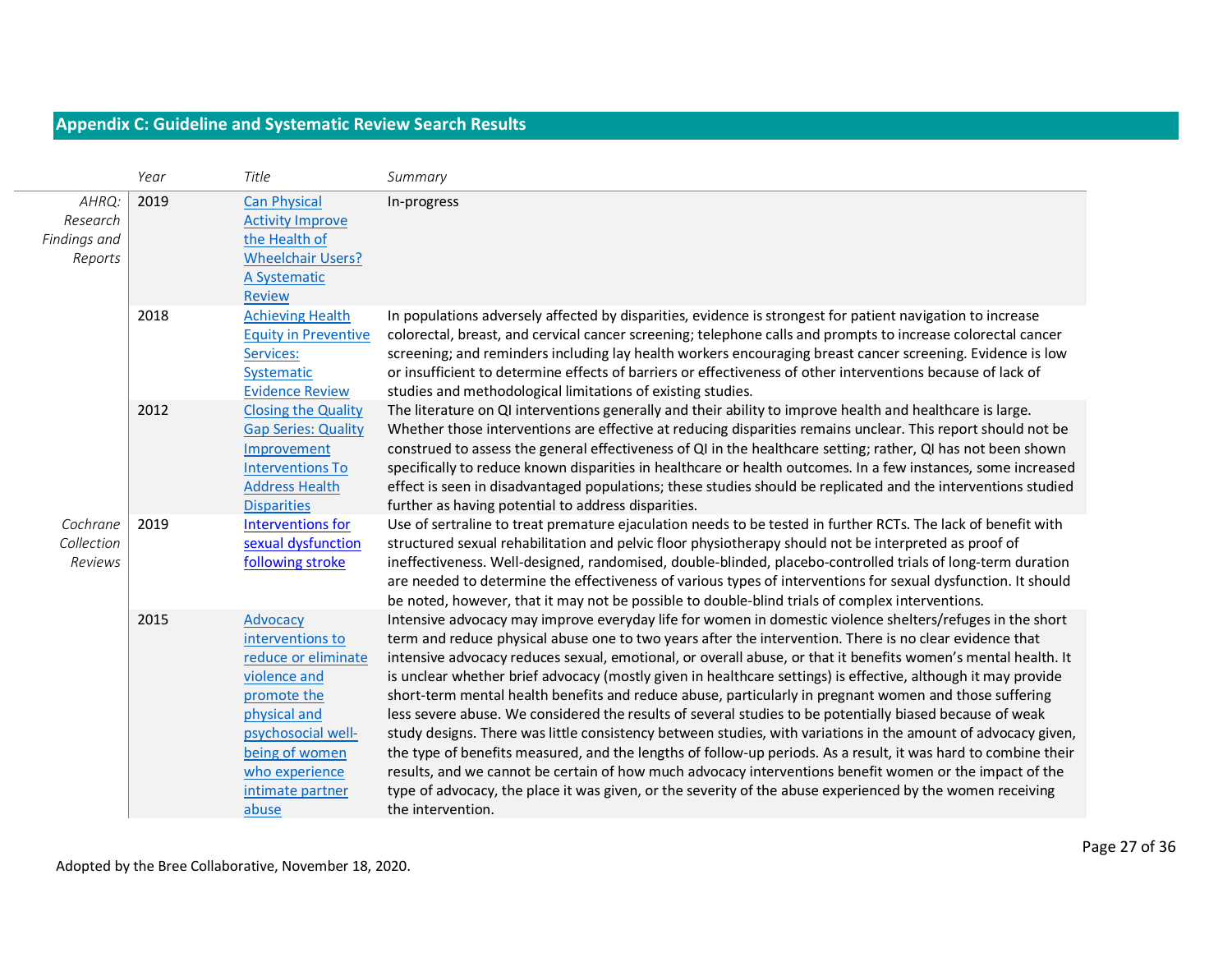## Appendix C: Guideline and Systematic Review Search Results

| | Year | Title | Summary |
|---|---|---|---|
| *AHRQ: Research Findings and Reports* | 2019 | Can Physical Activity Improve the Health of Wheelchair Users? A Systematic Review | In-progress |
| | 2018 | Achieving Health Equity in Preventive Services: Systematic Evidence Review | In populations adversely affected by disparities, evidence is strongest for patient navigation to increase colorectal, breast, and cervical cancer screening; telephone calls and prompts to increase colorectal cancer screening; and reminders including lay health workers encouraging breast cancer screening. Evidence is low or insufficient to determine effects of barriers or effectiveness of other interventions because of lack of studies and methodological limitations of existing studies. |
| | 2012 | Closing the Quality Gap Series: Quality Improvement Interventions To Address Health Disparities | The literature on QI interventions generally and their ability to improve health and healthcare is large. Whether those interventions are effective at reducing disparities remains unclear. This report should not be construed to assess the general effectiveness of QI in the healthcare setting; rather, QI has not been shown specifically to reduce known disparities in healthcare or health outcomes. In a few instances, some increased effect is seen in disadvantaged populations; these studies should be replicated and the interventions studied further as having potential to address disparities. |
| *Cochrane Collection Reviews* | 2019 | Interventions for sexual dysfunction following stroke | Use of sertraline to treat premature ejaculation needs to be tested in further RCTs. The lack of benefit with structured sexual rehabilitation and pelvic floor physiotherapy should not be interpreted as proof of ineffectiveness. Well-designed, randomised, double-blinded, placebo-controlled trials of long-term duration are needed to determine the effectiveness of various types of interventions for sexual dysfunction. It should be noted, however, that it may not be possible to double-blind trials of complex interventions. |
| | 2015 | Advocacy interventions to reduce or eliminate violence and promote the physical and psychosocial well-being of women who experience intimate partner abuse | Intensive advocacy may improve everyday life for women in domestic violence shelters/refuges in the short term and reduce physical abuse one to two years after the intervention. There is no clear evidence that intensive advocacy reduces sexual, emotional, or overall abuse, or that it benefits women's mental health. It is unclear whether brief advocacy (mostly given in healthcare settings) is effective, although it may provide short-term mental health benefits and reduce abuse, particularly in pregnant women and those suffering less severe abuse. We considered the results of several studies to be potentially biased because of weak study designs. There was little consistency between studies, with variations in the amount of advocacy given, the type of benefits measured, and the lengths of follow-up periods. As a result, it was hard to combine their results, and we cannot be certain of how much advocacy interventions benefit women or the impact of the type of advocacy, the place it was given, or the severity of the abuse experienced by the women receiving the intervention. |

Adopted by the Bree Collaborative, November 18, 2020.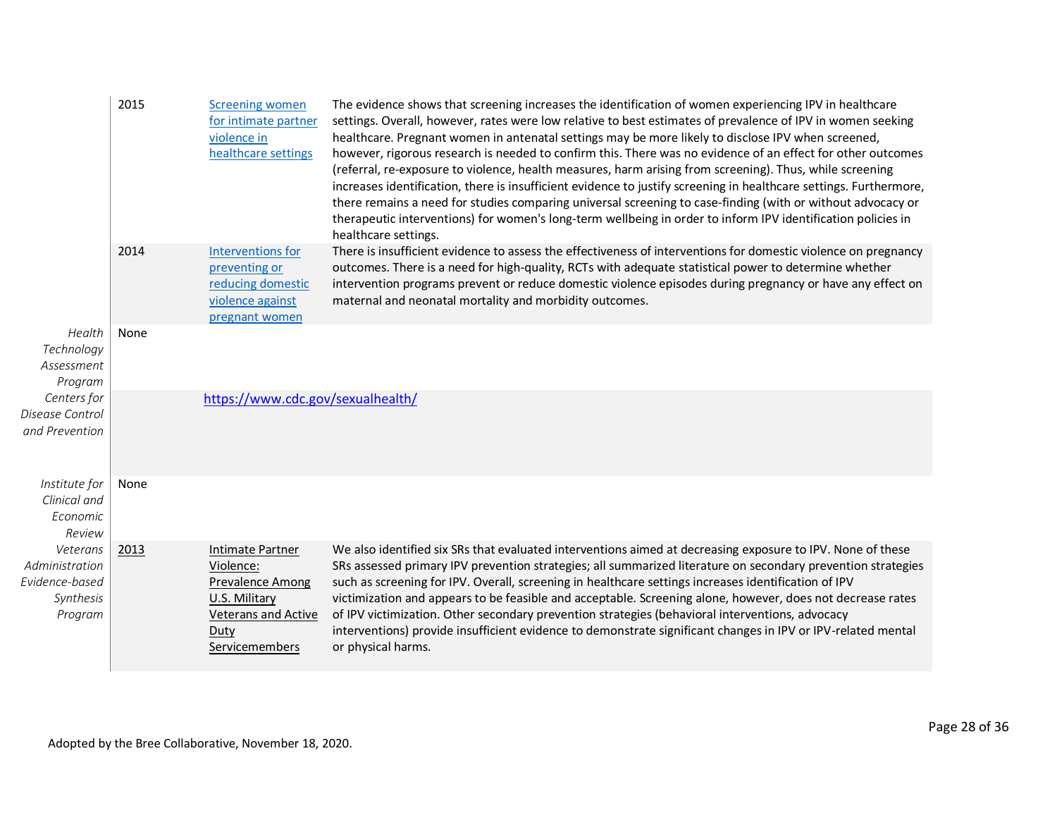| | | | |
|---|---|---|---|
| | 2015 | Screening women for intimate partner violence in healthcare settings | The evidence shows that screening increases the identification of women experiencing IPV in healthcare settings. Overall, however, rates were low relative to best estimates of prevalence of IPV in women seeking healthcare. Pregnant women in antenatal settings may be more likely to disclose IPV when screened, however, rigorous research is needed to confirm this. There was no evidence of an effect for other outcomes (referral, re-exposure to violence, health measures, harm arising from screening). Thus, while screening increases identification, there is insufficient evidence to justify screening in healthcare settings. Furthermore, there remains a need for studies comparing universal screening to case-finding (with or without advocacy or therapeutic interventions) for women's long-term wellbeing in order to inform IPV identification policies in healthcare settings. |
| | 2014 | Interventions for preventing or reducing domestic violence against pregnant women | There is insufficient evidence to assess the effectiveness of interventions for domestic violence on pregnancy outcomes. There is a need for high-quality, RCTs with adequate statistical power to determine whether intervention programs prevent or reduce domestic violence episodes during pregnancy or have any effect on maternal and neonatal mortality and morbidity outcomes. |
| *Health Technology Assessment Program* | None | | |
| *Centers for Disease Control and Prevention* | | https://www.cdc.gov/sexualhealth/ | |
| *Institute for Clinical and Economic Review* | None | | |
| *Veterans Administration Evidence-based Synthesis Program* | 2013 | Intimate Partner Violence: Prevalence Among U.S. Military Veterans and Active Duty Servicemembers | We also identified six SRs that evaluated interventions aimed at decreasing exposure to IPV. None of these SRs assessed primary IPV prevention strategies; all summarized literature on secondary prevention strategies such as screening for IPV. Overall, screening in healthcare settings increases identification of IPV victimization and appears to be feasible and acceptable. Screening alone, however, does not decrease rates of IPV victimization. Other secondary prevention strategies (behavioral interventions, advocacy interventions) provide insufficient evidence to demonstrate significant changes in IPV or IPV-related mental or physical harms. |

Adopted by the Bree Collaborative, November 18, 2020.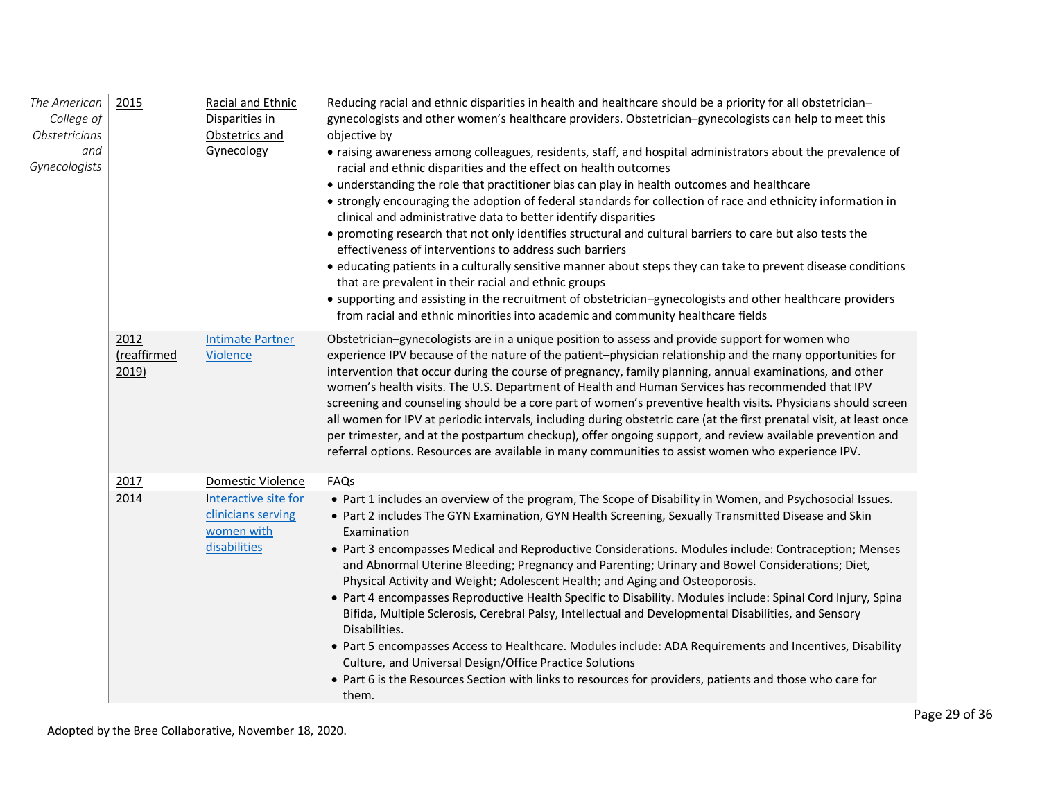| | | | |
|---|---|---|---|
| *The American College of Obstetricians and Gynecologists* | 2015 | Racial and Ethnic Disparities in Obstetrics and Gynecology | Reducing racial and ethnic disparities in health and healthcare should be a priority for all obstetrician–gynecologists and other women's healthcare providers. Obstetrician–gynecologists can help to meet this objective by<br>• raising awareness among colleagues, residents, staff, and hospital administrators about the prevalence of racial and ethnic disparities and the effect on health outcomes<br>• understanding the role that practitioner bias can play in health outcomes and healthcare<br>• strongly encouraging the adoption of federal standards for collection of race and ethnicity information in clinical and administrative data to better identify disparities<br>• promoting research that not only identifies structural and cultural barriers to care but also tests the effectiveness of interventions to address such barriers<br>• educating patients in a culturally sensitive manner about steps they can take to prevent disease conditions that are prevalent in their racial and ethnic groups<br>• supporting and assisting in the recruitment of obstetrician–gynecologists and other healthcare providers from racial and ethnic minorities into academic and community healthcare fields |
| | 2012 (reaffirmed 2019) | Intimate Partner Violence | Obstetrician–gynecologists are in a unique position to assess and provide support for women who experience IPV because of the nature of the patient–physician relationship and the many opportunities for intervention that occur during the course of pregnancy, family planning, annual examinations, and other women's health visits. The U.S. Department of Health and Human Services has recommended that IPV screening and counseling should be a core part of women's preventive health visits. Physicians should screen all women for IPV at periodic intervals, including during obstetric care (at the first prenatal visit, at least once per trimester, and at the postpartum checkup), offer ongoing support, and review available prevention and referral options. Resources are available in many communities to assist women who experience IPV. |
| | 2017 | Domestic Violence | FAQs |
| | 2014 | Interactive site for clinicians serving women with disabilities | • Part 1 includes an overview of the program, The Scope of Disability in Women, and Psychosocial Issues.<br>• Part 2 includes The GYN Examination, GYN Health Screening, Sexually Transmitted Disease and Skin Examination<br>• Part 3 encompasses Medical and Reproductive Considerations. Modules include: Contraception; Menses and Abnormal Uterine Bleeding; Pregnancy and Parenting; Urinary and Bowel Considerations; Diet, Physical Activity and Weight; Adolescent Health; and Aging and Osteoporosis.<br>• Part 4 encompasses Reproductive Health Specific to Disability. Modules include: Spinal Cord Injury, Spina Bifida, Multiple Sclerosis, Cerebral Palsy, Intellectual and Developmental Disabilities, and Sensory Disabilities.<br>• Part 5 encompasses Access to Healthcare. Modules include: ADA Requirements and Incentives, Disability Culture, and Universal Design/Office Practice Solutions<br>• Part 6 is the Resources Section with links to resources for providers, patients and those who care for them. |

Adopted by the Bree Collaborative, November 18, 2020.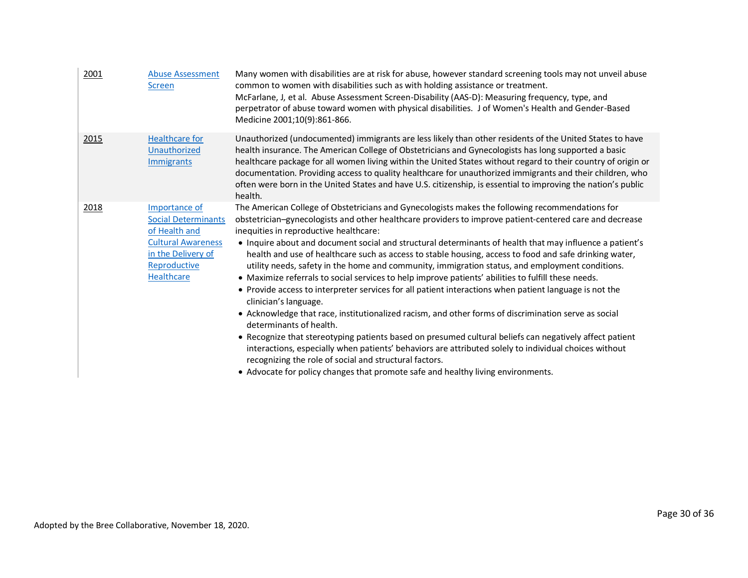| | | |
|---|---|---|
| 2001 | Abuse Assessment Screen | Many women with disabilities are at risk for abuse, however standard screening tools may not unveil abuse common to women with disabilities such as with holding assistance or treatment.<br>McFarlane, J, et al. Abuse Assessment Screen-Disability (AAS-D): Measuring frequency, type, and perpetrator of abuse toward women with physical disabilities. J of Women's Health and Gender-Based Medicine 2001;10(9):861-866. |
| 2015 | Healthcare for Unauthorized Immigrants | Unauthorized (undocumented) immigrants are less likely than other residents of the United States to have health insurance. The American College of Obstetricians and Gynecologists has long supported a basic healthcare package for all women living within the United States without regard to their country of origin or documentation. Providing access to quality healthcare for unauthorized immigrants and their children, who often were born in the United States and have U.S. citizenship, is essential to improving the nation's public health. |
| 2018 | Importance of Social Determinants of Health and Cultural Awareness in the Delivery of Reproductive Healthcare | The American College of Obstetricians and Gynecologists makes the following recommendations for obstetrician–gynecologists and other healthcare providers to improve patient-centered care and decrease inequities in reproductive healthcare:<br>• Inquire about and document social and structural determinants of health that may influence a patient's health and use of healthcare such as access to stable housing, access to food and safe drinking water, utility needs, safety in the home and community, immigration status, and employment conditions.<br>• Maximize referrals to social services to help improve patients' abilities to fulfill these needs.<br>• Provide access to interpreter services for all patient interactions when patient language is not the clinician's language.<br>• Acknowledge that race, institutionalized racism, and other forms of discrimination serve as social determinants of health.<br>• Recognize that stereotyping patients based on presumed cultural beliefs can negatively affect patient interactions, especially when patients' behaviors are attributed solely to individual choices without recognizing the role of social and structural factors.<br>• Advocate for policy changes that promote safe and healthy living environments. |

Adopted by the Bree Collaborative, November 18, 2020.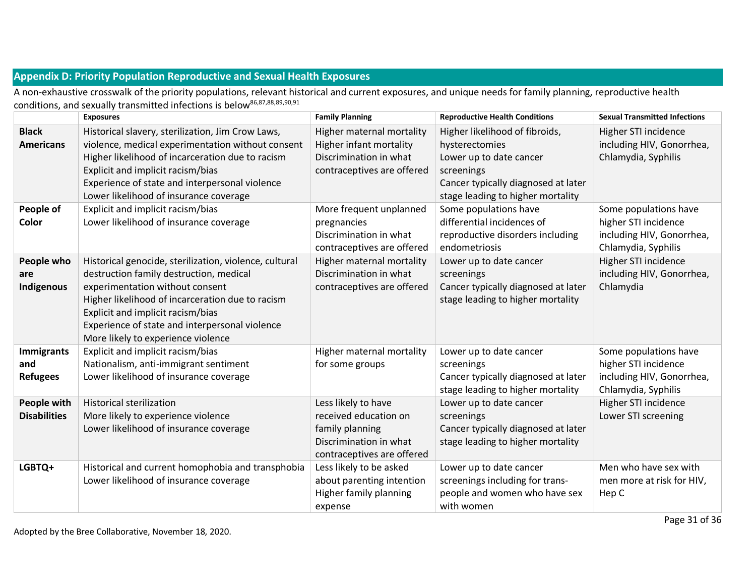## Appendix D: Priority Population Reproductive and Sexual Health Exposures

A non-exhaustive crosswalk of the priority populations, relevant historical and current exposures, and unique needs for family planning, reproductive health conditions, and sexually transmitted infections is below[86,87,88,89,90,91]

| | Exposures | Family Planning | Reproductive Health Conditions | Sexual Transmitted Infections |
|---|---|---|---|---|
| **Black Americans** | Historical slavery, sterilization, Jim Crow Laws, violence, medical experimentation without consent<br>Higher likelihood of incarceration due to racism<br>Explicit and implicit racism/bias<br>Experience of state and interpersonal violence<br>Lower likelihood of insurance coverage | Higher maternal mortality<br>Higher infant mortality<br>Discrimination in what contraceptives are offered | Higher likelihood of fibroids, hysterectomies<br>Lower up to date cancer screenings<br>Cancer typically diagnosed at later stage leading to higher mortality | Higher STI incidence including HIV, Gonorrhea, Chlamydia, Syphilis |
| **People of Color** | Explicit and implicit racism/bias<br>Lower likelihood of insurance coverage | More frequent unplanned pregnancies<br>Discrimination in what contraceptives are offered | Some populations have differential incidences of reproductive disorders including endometriosis | Some populations have higher STI incidence including HIV, Gonorrhea, Chlamydia, Syphilis |
| **People who are Indigenous** | Historical genocide, sterilization, violence, cultural destruction family destruction, medical experimentation without consent<br>Higher likelihood of incarceration due to racism<br>Explicit and implicit racism/bias<br>Experience of state and interpersonal violence<br>More likely to experience violence | Higher maternal mortality<br>Discrimination in what contraceptives are offered | Lower up to date cancer screenings<br>Cancer typically diagnosed at later stage leading to higher mortality | Higher STI incidence including HIV, Gonorrhea, Chlamydia |
| **Immigrants and Refugees** | Explicit and implicit racism/bias<br>Nationalism, anti-immigrant sentiment<br>Lower likelihood of insurance coverage | Higher maternal mortality for some groups | Lower up to date cancer screenings<br>Cancer typically diagnosed at later stage leading to higher mortality | Some populations have higher STI incidence including HIV, Gonorrhea, Chlamydia, Syphilis |
| **People with Disabilities** | Historical sterilization<br>More likely to experience violence<br>Lower likelihood of insurance coverage | Less likely to have received education on family planning<br>Discrimination in what contraceptives are offered | Lower up to date cancer screenings<br>Cancer typically diagnosed at later stage leading to higher mortality | Higher STI incidence<br>Lower STI screening |
| **LGBTQ+** | Historical and current homophobia and transphobia<br>Lower likelihood of insurance coverage | Less likely to be asked about parenting intention<br>Higher family planning expense | Lower up to date cancer screenings including for trans-people and women who have sex with women | Men who have sex with men more at risk for HIV, Hep C |

Adopted by the Bree Collaborative, November 18, 2020.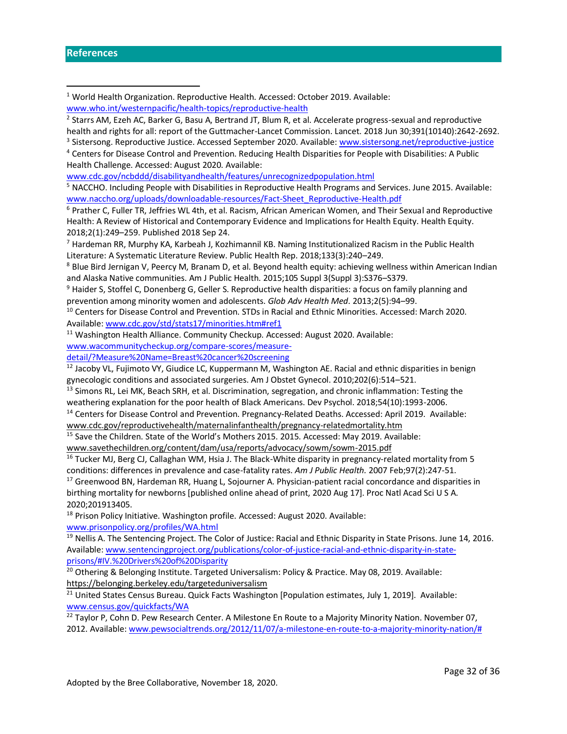## References

[1] World Health Organization. Reproductive Health. Accessed: October 2019. Available: www.who.int/westernpacific/health-topics/reproductive-health

[2] Starrs AM, Ezeh AC, Barker G, Basu A, Bertrand JT, Blum R, et al. Accelerate progress-sexual and reproductive health and rights for all: report of the Guttmacher-Lancet Commission. Lancet. 2018 Jun 30;391(10140):2642-2692.

[3] Sistersong. Reproductive Justice. Accessed September 2020. Available: www.sistersong.net/reproductive-justice

[4] Centers for Disease Control and Prevention. Reducing Health Disparities for People with Disabilities: A Public Health Challenge. Accessed: August 2020. Available: www.cdc.gov/ncbddd/disabilityandhealth/features/unrecognizedpopulation.html

[5] NACCHO. Including People with Disabilities in Reproductive Health Programs and Services. June 2015. Available: www.naccho.org/uploads/downloadable-resources/Fact-Sheet_Reproductive-Health.pdf

[6] Prather C, Fuller TR, Jeffries WL 4th, et al. Racism, African American Women, and Their Sexual and Reproductive Health: A Review of Historical and Contemporary Evidence and Implications for Health Equity. Health Equity. 2018;2(1):249–259. Published 2018 Sep 24.

[7] Hardeman RR, Murphy KA, Karbeah J, Kozhimannil KB. Naming Institutionalized Racism in the Public Health Literature: A Systematic Literature Review. Public Health Rep. 2018;133(3):240–249.

[8] Blue Bird Jernigan V, Peercy M, Branam D, et al. Beyond health equity: achieving wellness within American Indian and Alaska Native communities. Am J Public Health. 2015;105 Suppl 3(Suppl 3):S376–S379.

[9] Haider S, Stoffel C, Donenberg G, Geller S. Reproductive health disparities: a focus on family planning and prevention among minority women and adolescents. *Glob Adv Health Med*. 2013;2(5):94–99.

[10] Centers for Disease Control and Prevention. STDs in Racial and Ethnic Minorities. Accessed: March 2020. Available: www.cdc.gov/std/stats17/minorities.htm#ref1

[11] Washington Health Alliance. Community Checkup. Accessed: August 2020. Available: www.wacommunitycheckup.org/compare-scores/measure-detail/?Measure%20Name=Breast%20cancer%20screening

[12] Jacoby VL, Fujimoto VY, Giudice LC, Kuppermann M, Washington AE. Racial and ethnic disparities in benign gynecologic conditions and associated surgeries. Am J Obstet Gynecol. 2010;202(6):514–521.

[13] Simons RL, Lei MK, Beach SRH, et al. Discrimination, segregation, and chronic inflammation: Testing the weathering explanation for the poor health of Black Americans. Dev Psychol. 2018;54(10):1993-2006.

[14] Centers for Disease Control and Prevention. Pregnancy-Related Deaths. Accessed: April 2019. Available: www.cdc.gov/reproductivehealth/maternalinfanthealth/pregnancy-relatedmortality.htm

[15] Save the Children. State of the World's Mothers 2015. 2015. Accessed: May 2019. Available: www.savethechildren.org/content/dam/usa/reports/advocacy/sowm/sowm-2015.pdf

[16] Tucker MJ, Berg CJ, Callaghan WM, Hsia J. The Black-White disparity in pregnancy-related mortality from 5 conditions: differences in prevalence and case-fatality rates. *Am J Public Health.* 2007 Feb;97(2):247-51.

[17] Greenwood BN, Hardeman RR, Huang L, Sojourner A. Physician-patient racial concordance and disparities in birthing mortality for newborns [published online ahead of print, 2020 Aug 17]. Proc Natl Acad Sci U S A. 2020;201913405.

[18] Prison Policy Initiative. Washington profile. Accessed: August 2020. Available: www.prisonpolicy.org/profiles/WA.html

[19] Nellis A. The Sentencing Project. The Color of Justice: Racial and Ethnic Disparity in State Prisons. June 14, 2016. Available: www.sentencingproject.org/publications/color-of-justice-racial-and-ethnic-disparity-in-state-prisons/#IV.%20Drivers%20of%20Disparity

[20] Othering & Belonging Institute. Targeted Universalism: Policy & Practice. May 08, 2019. Available: https://belonging.berkeley.edu/targeteduniversalism

[21] United States Census Bureau. Quick Facts Washington [Population estimates, July 1, 2019]. Available: www.census.gov/quickfacts/WA

[22] Taylor P, Cohn D. Pew Research Center. A Milestone En Route to a Majority Minority Nation. November 07, 2012. Available: www.pewsocialtrends.org/2012/11/07/a-milestone-en-route-to-a-majority-minority-nation/#

Adopted by the Bree Collaborative, November 18, 2020.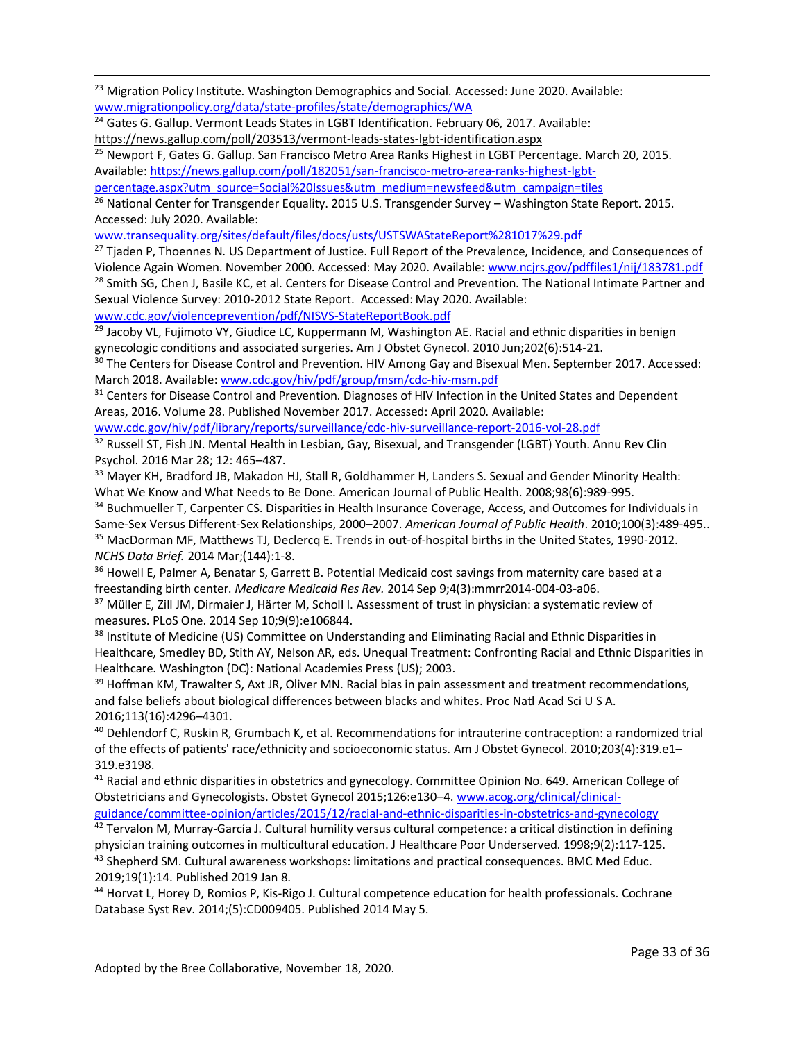[23] Migration Policy Institute. Washington Demographics and Social. Accessed: June 2020. Available: www.migrationpolicy.org/data/state-profiles/state/demographics/WA

[24] Gates G. Gallup. Vermont Leads States in LGBT Identification. February 06, 2017. Available: https://news.gallup.com/poll/203513/vermont-leads-states-lgbt-identification.aspx

[25] Newport F, Gates G. Gallup. San Francisco Metro Area Ranks Highest in LGBT Percentage. March 20, 2015. Available: https://news.gallup.com/poll/182051/san-francisco-metro-area-ranks-highest-lgbt-percentage.aspx?utm_source=Social%20Issues&utm_medium=newsfeed&utm_campaign=tiles

[26] National Center for Transgender Equality. 2015 U.S. Transgender Survey – Washington State Report. 2015. Accessed: July 2020. Available: www.transequality.org/sites/default/files/docs/usts/USTSWAStateReport%281017%29.pdf

[27] Tjaden P, Thoennes N. US Department of Justice. Full Report of the Prevalence, Incidence, and Consequences of Violence Again Women. November 2000. Accessed: May 2020. Available: www.ncjrs.gov/pdffiles1/nij/183781.pdf

[28] Smith SG, Chen J, Basile KC, et al. Centers for Disease Control and Prevention. The National Intimate Partner and Sexual Violence Survey: 2010-2012 State Report. Accessed: May 2020. Available: www.cdc.gov/violenceprevention/pdf/NISVS-StateReportBook.pdf

[29] Jacoby VL, Fujimoto VY, Giudice LC, Kuppermann M, Washington AE. Racial and ethnic disparities in benign gynecologic conditions and associated surgeries. Am J Obstet Gynecol. 2010 Jun;202(6):514-21.

[30] The Centers for Disease Control and Prevention. HIV Among Gay and Bisexual Men. September 2017. Accessed: March 2018. Available: www.cdc.gov/hiv/pdf/group/msm/cdc-hiv-msm.pdf

[31] Centers for Disease Control and Prevention. Diagnoses of HIV Infection in the United States and Dependent Areas, 2016. Volume 28. Published November 2017. Accessed: April 2020. Available: www.cdc.gov/hiv/pdf/library/reports/surveillance/cdc-hiv-surveillance-report-2016-vol-28.pdf

[32] Russell ST, Fish JN. Mental Health in Lesbian, Gay, Bisexual, and Transgender (LGBT) Youth. Annu Rev Clin Psychol. 2016 Mar 28; 12: 465–487.

[33] Mayer KH, Bradford JB, Makadon HJ, Stall R, Goldhammer H, Landers S. Sexual and Gender Minority Health: What We Know and What Needs to Be Done. American Journal of Public Health. 2008;98(6):989-995.

[34] Buchmueller T, Carpenter CS. Disparities in Health Insurance Coverage, Access, and Outcomes for Individuals in Same-Sex Versus Different-Sex Relationships, 2000–2007. *American Journal of Public Health*. 2010;100(3):489-495..

[35] MacDorman MF, Matthews TJ, Declercq E. Trends in out-of-hospital births in the United States, 1990-2012. *NCHS Data Brief.* 2014 Mar;(144):1-8.

[36] Howell E, Palmer A, Benatar S, Garrett B. Potential Medicaid cost savings from maternity care based at a freestanding birth center. *Medicare Medicaid Res Rev.* 2014 Sep 9;4(3):mmrr2014-004-03-a06.

[37] Müller E, Zill JM, Dirmaier J, Härter M, Scholl I. Assessment of trust in physician: a systematic review of measures. PLoS One. 2014 Sep 10;9(9):e106844.

[38] Institute of Medicine (US) Committee on Understanding and Eliminating Racial and Ethnic Disparities in Healthcare, Smedley BD, Stith AY, Nelson AR, eds. Unequal Treatment: Confronting Racial and Ethnic Disparities in Healthcare. Washington (DC): National Academies Press (US); 2003.

[39] Hoffman KM, Trawalter S, Axt JR, Oliver MN. Racial bias in pain assessment and treatment recommendations, and false beliefs about biological differences between blacks and whites. Proc Natl Acad Sci U S A. 2016;113(16):4296–4301.

[40] Dehlendorf C, Ruskin R, Grumbach K, et al. Recommendations for intrauterine contraception: a randomized trial of the effects of patients' race/ethnicity and socioeconomic status. Am J Obstet Gynecol. 2010;203(4):319.e1–319.e3198.

[41] Racial and ethnic disparities in obstetrics and gynecology. Committee Opinion No. 649. American College of Obstetricians and Gynecologists. Obstet Gynecol 2015;126:e130–4. www.acog.org/clinical/clinical-guidance/committee-opinion/articles/2015/12/racial-and-ethnic-disparities-in-obstetrics-and-gynecology

[42] Tervalon M, Murray-García J. Cultural humility versus cultural competence: a critical distinction in defining physician training outcomes in multicultural education. J Healthcare Poor Underserved. 1998;9(2):117-125.

[43] Shepherd SM. Cultural awareness workshops: limitations and practical consequences. BMC Med Educ. 2019;19(1):14. Published 2019 Jan 8.

[44] Horvat L, Horey D, Romios P, Kis-Rigo J. Cultural competence education for health professionals. Cochrane Database Syst Rev. 2014;(5):CD009405. Published 2014 May 5.

Adopted by the Bree Collaborative, November 18, 2020.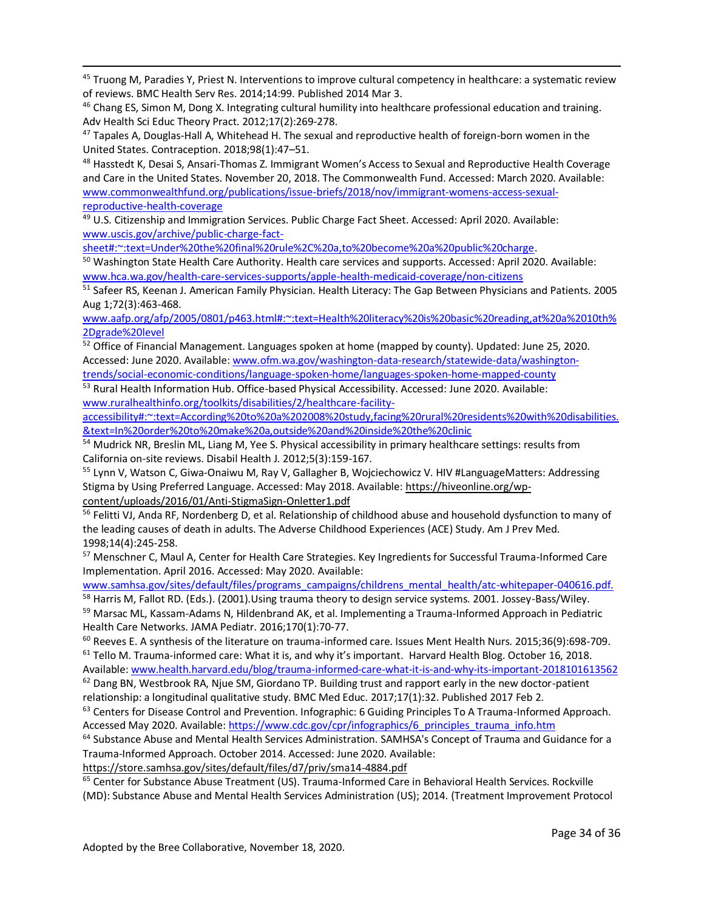[45] Truong M, Paradies Y, Priest N. Interventions to improve cultural competency in healthcare: a systematic review of reviews. BMC Health Serv Res. 2014;14:99. Published 2014 Mar 3.

[46] Chang ES, Simon M, Dong X. Integrating cultural humility into healthcare professional education and training. Adv Health Sci Educ Theory Pract. 2012;17(2):269-278.

[47] Tapales A, Douglas-Hall A, Whitehead H. The sexual and reproductive health of foreign-born women in the United States. Contraception. 2018;98(1):47–51.

[48] Hasstedt K, Desai S, Ansari-Thomas Z. Immigrant Women's Access to Sexual and Reproductive Health Coverage and Care in the United States. November 20, 2018. The Commonwealth Fund. Accessed: March 2020. Available: www.commonwealthfund.org/publications/issue-briefs/2018/nov/immigrant-womens-access-sexual-reproductive-health-coverage

[49] U.S. Citizenship and Immigration Services. Public Charge Fact Sheet. Accessed: April 2020. Available: www.uscis.gov/archive/public-charge-fact-sheet#:~:text=Under%20the%20final%20rule%2C%20a,to%20become%20a%20public%20charge.

[50] Washington State Health Care Authority. Health care services and supports. Accessed: April 2020. Available: www.hca.wa.gov/health-care-services-supports/apple-health-medicaid-coverage/non-citizens

[51] Safeer RS, Keenan J. American Family Physician. Health Literacy: The Gap Between Physicians and Patients. 2005 Aug 1;72(3):463-468. www.aafp.org/afp/2005/0801/p463.html#:~:text=Health%20literacy%20is%20basic%20reading,at%20a%2010th%2Dgrade%20level

[52] Office of Financial Management. Languages spoken at home (mapped by county). Updated: June 25, 2020. Accessed: June 2020. Available: www.ofm.wa.gov/washington-data-research/statewide-data/washington-trends/social-economic-conditions/language-spoken-home/languages-spoken-home-mapped-county

[53] Rural Health Information Hub. Office-based Physical Accessibility. Accessed: June 2020. Available: www.ruralhealthinfo.org/toolkits/disabilities/2/healthcare-facility-accessibility#:~:text=According%20to%20a%202008%20study,facing%20rural%20residents%20with%20disabilities.&text=In%20order%20to%20make%20a,outside%20and%20inside%20the%20clinic

[54] Mudrick NR, Breslin ML, Liang M, Yee S. Physical accessibility in primary healthcare settings: results from California on-site reviews. Disabil Health J. 2012;5(3):159-167.

[55] Lynn V, Watson C, Giwa-Onaiwu M, Ray V, Gallagher B, Wojciechowicz V. HIV #LanguageMatters: Addressing Stigma by Using Preferred Language. Accessed: May 2018. Available: https://hiveonline.org/wp-content/uploads/2016/01/Anti-StigmaSign-Onletter1.pdf

[56] Felitti VJ, Anda RF, Nordenberg D, et al. Relationship of childhood abuse and household dysfunction to many of the leading causes of death in adults. The Adverse Childhood Experiences (ACE) Study. Am J Prev Med. 1998;14(4):245-258.

[57] Menschner C, Maul A, Center for Health Care Strategies. Key Ingredients for Successful Trauma-Informed Care Implementation. April 2016. Accessed: May 2020. Available: www.samhsa.gov/sites/default/files/programs_campaigns/childrens_mental_health/atc-whitepaper-040616.pdf.

[58] Harris M, Fallot RD. (Eds.). (2001).Using trauma theory to design service systems. 2001. Jossey-Bass/Wiley.

[59] Marsac ML, Kassam-Adams N, Hildenbrand AK, et al. Implementing a Trauma-Informed Approach in Pediatric Health Care Networks. JAMA Pediatr. 2016;170(1):70-77.

[60] Reeves E. A synthesis of the literature on trauma-informed care. Issues Ment Health Nurs. 2015;36(9):698-709.

[61] Tello M. Trauma-informed care: What it is, and why it's important. Harvard Health Blog. October 16, 2018. Available: www.health.harvard.edu/blog/trauma-informed-care-what-it-is-and-why-its-important-2018101613562

[62] Dang BN, Westbrook RA, Njue SM, Giordano TP. Building trust and rapport early in the new doctor-patient relationship: a longitudinal qualitative study. BMC Med Educ. 2017;17(1):32. Published 2017 Feb 2.

[63] Centers for Disease Control and Prevention. Infographic: 6 Guiding Principles To A Trauma-Informed Approach. Accessed May 2020. Available: https://www.cdc.gov/cpr/infographics/6_principles_trauma_info.htm

[64] Substance Abuse and Mental Health Services Administration. SAMHSA's Concept of Trauma and Guidance for a Trauma-Informed Approach. October 2014. Accessed: June 2020. Available: https://store.samhsa.gov/sites/default/files/d7/priv/sma14-4884.pdf

[65] Center for Substance Abuse Treatment (US). Trauma-Informed Care in Behavioral Health Services. Rockville (MD): Substance Abuse and Mental Health Services Administration (US); 2014. (Treatment Improvement Protocol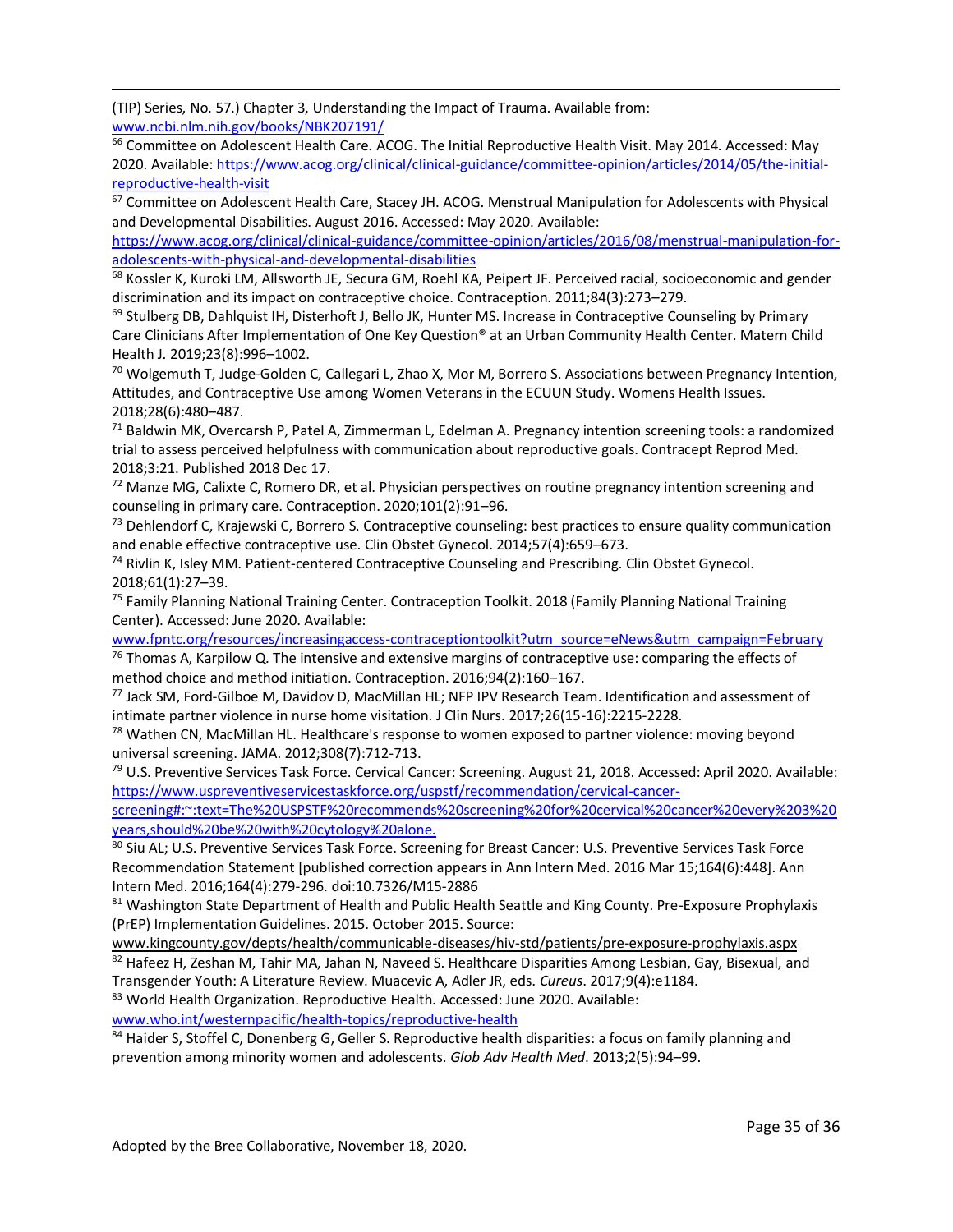(TIP) Series, No. 57.) Chapter 3, Understanding the Impact of Trauma. Available from: www.ncbi.nlm.nih.gov/books/NBK207191/

[66] Committee on Adolescent Health Care. ACOG. The Initial Reproductive Health Visit. May 2014. Accessed: May 2020. Available: https://www.acog.org/clinical/clinical-guidance/committee-opinion/articles/2014/05/the-initial-reproductive-health-visit

[67] Committee on Adolescent Health Care, Stacey JH. ACOG. Menstrual Manipulation for Adolescents with Physical and Developmental Disabilities. August 2016. Accessed: May 2020. Available: https://www.acog.org/clinical/clinical-guidance/committee-opinion/articles/2016/08/menstrual-manipulation-for-adolescents-with-physical-and-developmental-disabilities

[68] Kossler K, Kuroki LM, Allsworth JE, Secura GM, Roehl KA, Peipert JF. Perceived racial, socioeconomic and gender discrimination and its impact on contraceptive choice. Contraception. 2011;84(3):273–279.

[69] Stulberg DB, Dahlquist IH, Disterhoft J, Bello JK, Hunter MS. Increase in Contraceptive Counseling by Primary Care Clinicians After Implementation of One Key Question® at an Urban Community Health Center. Matern Child Health J. 2019;23(8):996–1002.

[70] Wolgemuth T, Judge-Golden C, Callegari L, Zhao X, Mor M, Borrero S. Associations between Pregnancy Intention, Attitudes, and Contraceptive Use among Women Veterans in the ECUUN Study. Womens Health Issues. 2018;28(6):480–487.

[71] Baldwin MK, Overcarsh P, Patel A, Zimmerman L, Edelman A. Pregnancy intention screening tools: a randomized trial to assess perceived helpfulness with communication about reproductive goals. Contracept Reprod Med. 2018;3:21. Published 2018 Dec 17.

[72] Manze MG, Calixte C, Romero DR, et al. Physician perspectives on routine pregnancy intention screening and counseling in primary care. Contraception. 2020;101(2):91–96.

[73] Dehlendorf C, Krajewski C, Borrero S. Contraceptive counseling: best practices to ensure quality communication and enable effective contraceptive use. Clin Obstet Gynecol. 2014;57(4):659–673.

[74] Rivlin K, Isley MM. Patient-centered Contraceptive Counseling and Prescribing. Clin Obstet Gynecol. 2018;61(1):27–39.

[75] Family Planning National Training Center. Contraception Toolkit. 2018 (Family Planning National Training Center). Accessed: June 2020. Available: www.fpntc.org/resources/increasingaccess-contraceptiontoolkit?utm_source=eNews&utm_campaign=February

[76] Thomas A, Karpilow Q. The intensive and extensive margins of contraceptive use: comparing the effects of method choice and method initiation. Contraception. 2016;94(2):160–167.

[77] Jack SM, Ford-Gilboe M, Davidov D, MacMillan HL; NFP IPV Research Team. Identification and assessment of intimate partner violence in nurse home visitation. J Clin Nurs. 2017;26(15-16):2215-2228.

[78] Wathen CN, MacMillan HL. Healthcare's response to women exposed to partner violence: moving beyond universal screening. JAMA. 2012;308(7):712-713.

[79] U.S. Preventive Services Task Force. Cervical Cancer: Screening. August 21, 2018. Accessed: April 2020. Available: https://www.uspreventiveservicestaskforce.org/uspstf/recommendation/cervical-cancer-screening#:~:text=The%20USPSTF%20recommends%20screening%20for%20cervical%20cancer%20every%203%20years,should%20be%20with%20cytology%20alone.

[80] Siu AL; U.S. Preventive Services Task Force. Screening for Breast Cancer: U.S. Preventive Services Task Force Recommendation Statement [published correction appears in Ann Intern Med. 2016 Mar 15;164(6):448]. Ann Intern Med. 2016;164(4):279-296. doi:10.7326/M15-2886

[81] Washington State Department of Health and Public Health Seattle and King County. Pre-Exposure Prophylaxis (PrEP) Implementation Guidelines. 2015. October 2015. Source: www.kingcounty.gov/depts/health/communicable-diseases/hiv-std/patients/pre-exposure-prophylaxis.aspx

[82] Hafeez H, Zeshan M, Tahir MA, Jahan N, Naveed S. Healthcare Disparities Among Lesbian, Gay, Bisexual, and Transgender Youth: A Literature Review. Muacevic A, Adler JR, eds. *Cureus*. 2017;9(4):e1184.

[83] World Health Organization. Reproductive Health. Accessed: June 2020. Available: www.who.int/westernpacific/health-topics/reproductive-health

[84] Haider S, Stoffel C, Donenberg G, Geller S. Reproductive health disparities: a focus on family planning and prevention among minority women and adolescents. *Glob Adv Health Med*. 2013;2(5):94–99.

Adopted by the Bree Collaborative, November 18, 2020.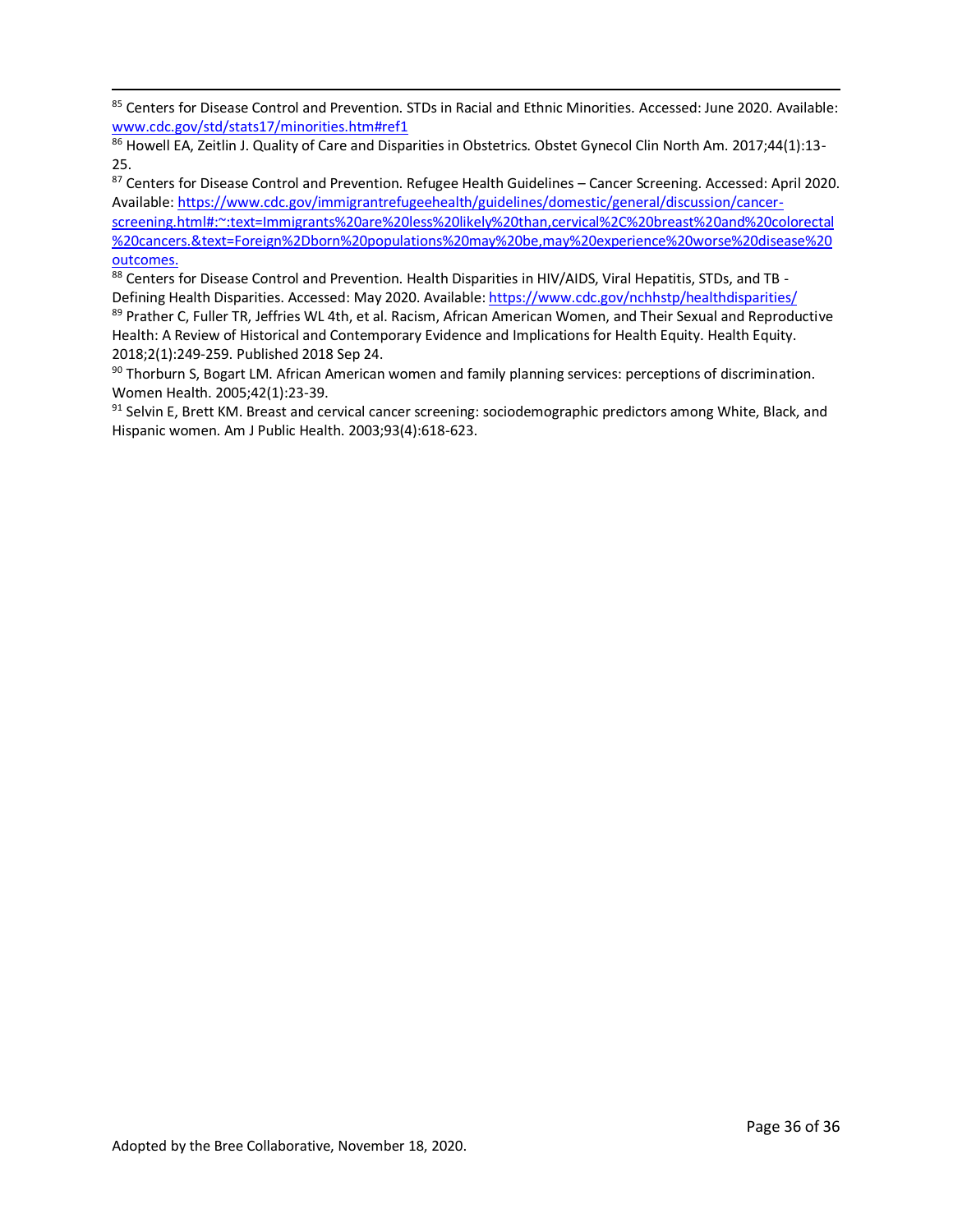[85] Centers for Disease Control and Prevention. STDs in Racial and Ethnic Minorities. Accessed: June 2020. Available: www.cdc.gov/std/stats17/minorities.htm#ref1

[86] Howell EA, Zeitlin J. Quality of Care and Disparities in Obstetrics. Obstet Gynecol Clin North Am. 2017;44(1):13-25.

[87] Centers for Disease Control and Prevention. Refugee Health Guidelines – Cancer Screening. Accessed: April 2020. Available: https://www.cdc.gov/immigrantrefugeehealth/guidelines/domestic/general/discussion/cancer-screening.html#:~:text=Immigrants%20are%20less%20likely%20than,cervical%2C%20breast%20and%20colorectal%20cancers.&text=Foreign%2Dborn%20populations%20may%20be,may%20experience%20worse%20disease%20outcomes.

[88] Centers for Disease Control and Prevention. Health Disparities in HIV/AIDS, Viral Hepatitis, STDs, and TB - Defining Health Disparities. Accessed: May 2020. Available: https://www.cdc.gov/nchhstp/healthdisparities/

[89] Prather C, Fuller TR, Jeffries WL 4th, et al. Racism, African American Women, and Their Sexual and Reproductive Health: A Review of Historical and Contemporary Evidence and Implications for Health Equity. Health Equity. 2018;2(1):249-259. Published 2018 Sep 24.

[90] Thorburn S, Bogart LM. African American women and family planning services: perceptions of discrimination. Women Health. 2005;42(1):23-39.

[91] Selvin E, Brett KM. Breast and cervical cancer screening: sociodemographic predictors among White, Black, and Hispanic women. Am J Public Health. 2003;93(4):618-623.

Adopted by the Bree Collaborative, November 18, 2020.